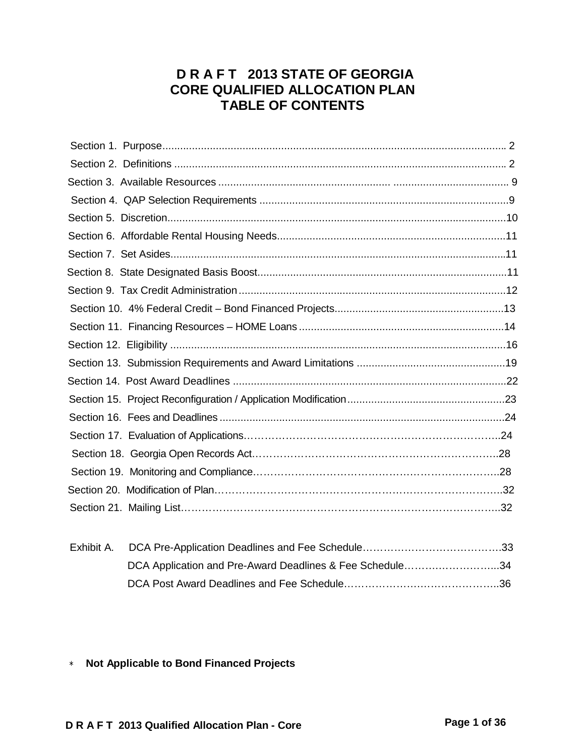# D R A F T 2013 STATE OF GEORGIA
# CORE QUALIFIED ALLOCATION PLAN
# TABLE OF CONTENTS

| | |
|---|---|
| Section 1. Purpose | 2 |
| Section 2. Definitions | 2 |
| Section 3. Available Resources | 9 |
| Section 4. QAP Selection Requirements | 9 |
| Section 5. Discretion | 10 |
| Section 6. Affordable Rental Housing Needs | 11 |
| Section 7. Set Asides | 11 |
| Section 8. State Designated Basis Boost | 11 |
| Section 9. Tax Credit Administration | 12 |
| Section 10. 4% Federal Credit – Bond Financed Projects | 13 |
| Section 11. Financing Resources – HOME Loans | 14 |
| Section 12. Eligibility | 16 |
| Section 13. Submission Requirements and Award Limitations | 19 |
| Section 14. Post Award Deadlines | 22 |
| Section 15. Project Reconfiguration / Application Modification | 23 |
| Section 16. Fees and Deadlines | 24 |
| Section 17. Evaluation of Applications | 24 |
| Section 18. Georgia Open Records Act | 28 |
| Section 19. Monitoring and Compliance | 28 |
| Section 20. Modification of Plan | 32 |
| Section 21. Mailing List | 32 |
| | |
| Exhibit A. DCA Pre-Application Deadlines and Fee Schedule | 33 |
| DCA Application and Pre-Award Deadlines & Fee Schedule | 34 |
| DCA Post Award Deadlines and Fee Schedule | 36 |

* **Not Applicable to Bond Financed Projects**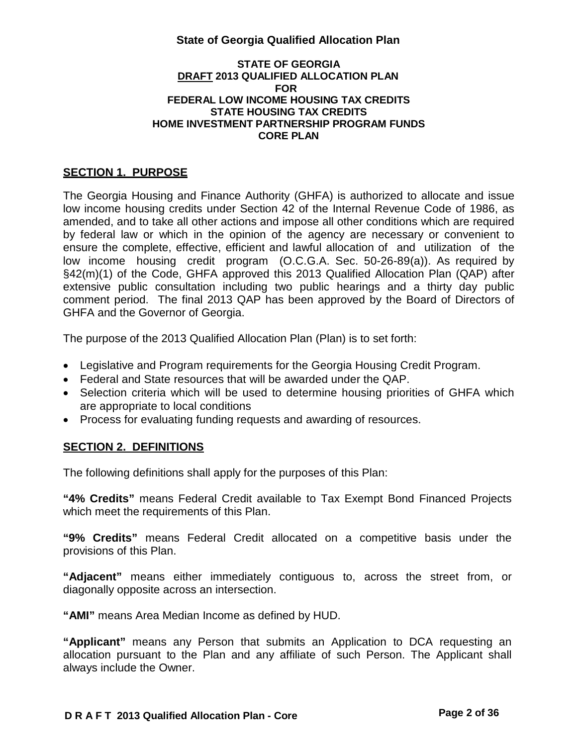**State of Georgia Qualified Allocation Plan**

**STATE OF GEORGIA**
**DRAFT 2013 QUALIFIED ALLOCATION PLAN**
**FOR**
**FEDERAL LOW INCOME HOUSING TAX CREDITS**
**STATE HOUSING TAX CREDITS**
**HOME INVESTMENT PARTNERSHIP PROGRAM FUNDS**
**CORE PLAN**

## SECTION 1. PURPOSE

The Georgia Housing and Finance Authority (GHFA) is authorized to allocate and issue low income housing credits under Section 42 of the Internal Revenue Code of 1986, as amended, and to take all other actions and impose all other conditions which are required by federal law or which in the opinion of the agency are necessary or convenient to ensure the complete, effective, efficient and lawful allocation of and utilization of the low income housing credit program (O.C.G.A. Sec. 50-26-89(a)). As required by §42(m)(1) of the Code, GHFA approved this 2013 Qualified Allocation Plan (QAP) after extensive public consultation including two public hearings and a thirty day public comment period. The final 2013 QAP has been approved by the Board of Directors of GHFA and the Governor of Georgia.

The purpose of the 2013 Qualified Allocation Plan (Plan) is to set forth:

- Legislative and Program requirements for the Georgia Housing Credit Program.
- Federal and State resources that will be awarded under the QAP.
- Selection criteria which will be used to determine housing priorities of GHFA which are appropriate to local conditions
- Process for evaluating funding requests and awarding of resources.

## SECTION 2. DEFINITIONS

The following definitions shall apply for the purposes of this Plan:

**"4% Credits"** means Federal Credit available to Tax Exempt Bond Financed Projects which meet the requirements of this Plan.

**"9% Credits"** means Federal Credit allocated on a competitive basis under the provisions of this Plan.

**"Adjacent"** means either immediately contiguous to, across the street from, or diagonally opposite across an intersection.

**"AMI"** means Area Median Income as defined by HUD.

**"Applicant"** means any Person that submits an Application to DCA requesting an allocation pursuant to the Plan and any affiliate of such Person. The Applicant shall always include the Owner.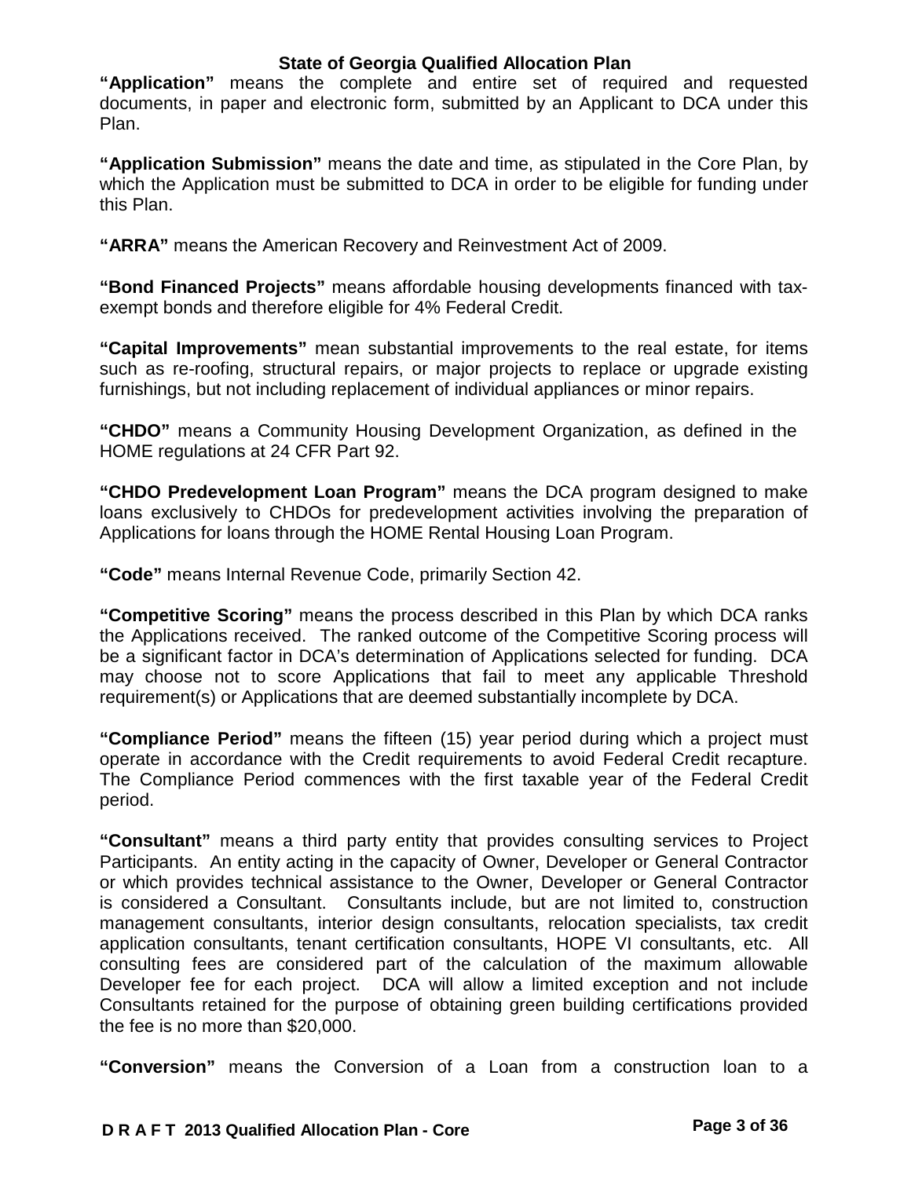**"Application"** means the complete and entire set of required and requested documents, in paper and electronic form, submitted by an Applicant to DCA under this Plan.

**"Application Submission"** means the date and time, as stipulated in the Core Plan, by which the Application must be submitted to DCA in order to be eligible for funding under this Plan.

**"ARRA"** means the American Recovery and Reinvestment Act of 2009.

**"Bond Financed Projects"** means affordable housing developments financed with tax-exempt bonds and therefore eligible for 4% Federal Credit.

**"Capital Improvements"** mean substantial improvements to the real estate, for items such as re-roofing, structural repairs, or major projects to replace or upgrade existing furnishings, but not including replacement of individual appliances or minor repairs.

**"CHDO"** means a Community Housing Development Organization, as defined in the HOME regulations at 24 CFR Part 92.

**"CHDO Predevelopment Loan Program"** means the DCA program designed to make loans exclusively to CHDOs for predevelopment activities involving the preparation of Applications for loans through the HOME Rental Housing Loan Program.

**"Code"** means Internal Revenue Code, primarily Section 42.

**"Competitive Scoring"** means the process described in this Plan by which DCA ranks the Applications received. The ranked outcome of the Competitive Scoring process will be a significant factor in DCA's determination of Applications selected for funding. DCA may choose not to score Applications that fail to meet any applicable Threshold requirement(s) or Applications that are deemed substantially incomplete by DCA.

**"Compliance Period"** means the fifteen (15) year period during which a project must operate in accordance with the Credit requirements to avoid Federal Credit recapture. The Compliance Period commences with the first taxable year of the Federal Credit period.

**"Consultant"** means a third party entity that provides consulting services to Project Participants. An entity acting in the capacity of Owner, Developer or General Contractor or which provides technical assistance to the Owner, Developer or General Contractor is considered a Consultant. Consultants include, but are not limited to, construction management consultants, interior design consultants, relocation specialists, tax credit application consultants, tenant certification consultants, HOPE VI consultants, etc. All consulting fees are considered part of the calculation of the maximum allowable Developer fee for each project. DCA will allow a limited exception and not include Consultants retained for the purpose of obtaining green building certifications provided the fee is no more than $20,000.

**"Conversion"** means the Conversion of a Loan from a construction loan to a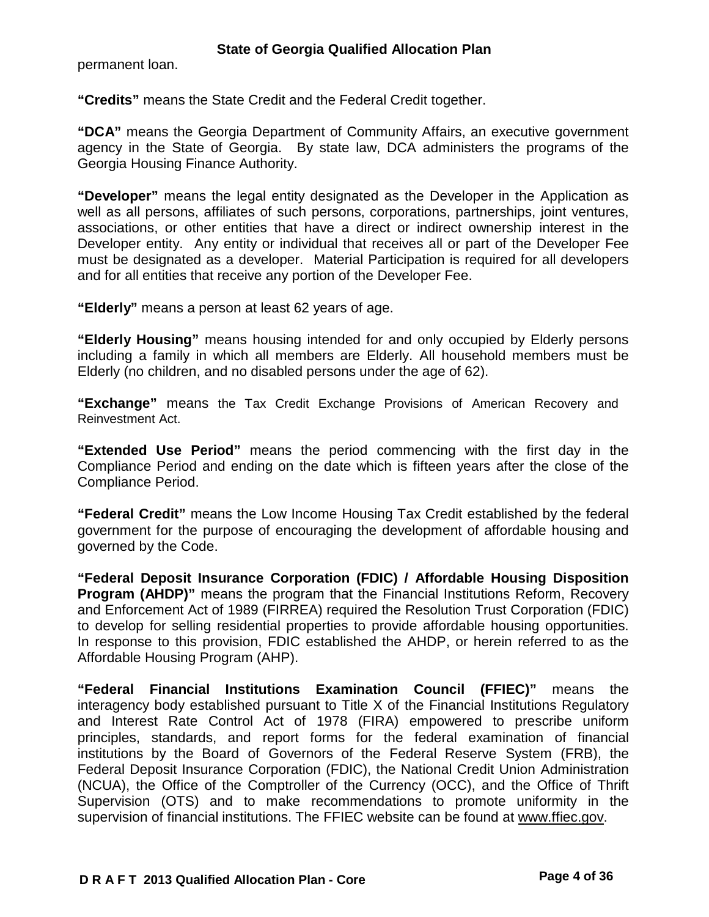permanent loan.

**"Credits"** means the State Credit and the Federal Credit together.

**"DCA"** means the Georgia Department of Community Affairs, an executive government agency in the State of Georgia. By state law, DCA administers the programs of the Georgia Housing Finance Authority.

**"Developer"** means the legal entity designated as the Developer in the Application as well as all persons, affiliates of such persons, corporations, partnerships, joint ventures, associations, or other entities that have a direct or indirect ownership interest in the Developer entity. Any entity or individual that receives all or part of the Developer Fee must be designated as a developer. Material Participation is required for all developers and for all entities that receive any portion of the Developer Fee.

**"Elderly"** means a person at least 62 years of age.

**"Elderly Housing"** means housing intended for and only occupied by Elderly persons including a family in which all members are Elderly. All household members must be Elderly (no children, and no disabled persons under the age of 62).

**"Exchange"** means the Tax Credit Exchange Provisions of American Recovery and Reinvestment Act.

**"Extended Use Period"** means the period commencing with the first day in the Compliance Period and ending on the date which is fifteen years after the close of the Compliance Period.

**"Federal Credit"** means the Low Income Housing Tax Credit established by the federal government for the purpose of encouraging the development of affordable housing and governed by the Code.

**"Federal Deposit Insurance Corporation (FDIC) / Affordable Housing Disposition Program (AHDP)"** means the program that the Financial Institutions Reform, Recovery and Enforcement Act of 1989 (FIRREA) required the Resolution Trust Corporation (FDIC) to develop for selling residential properties to provide affordable housing opportunities. In response to this provision, FDIC established the AHDP, or herein referred to as the Affordable Housing Program (AHP).

**"Federal Financial Institutions Examination Council (FFIEC)"** means the interagency body established pursuant to Title X of the Financial Institutions Regulatory and Interest Rate Control Act of 1978 (FIRA) empowered to prescribe uniform principles, standards, and report forms for the federal examination of financial institutions by the Board of Governors of the Federal Reserve System (FRB), the Federal Deposit Insurance Corporation (FDIC), the National Credit Union Administration (NCUA), the Office of the Comptroller of the Currency (OCC), and the Office of Thrift Supervision (OTS) and to make recommendations to promote uniformity in the supervision of financial institutions. The FFIEC website can be found at www.ffiec.gov.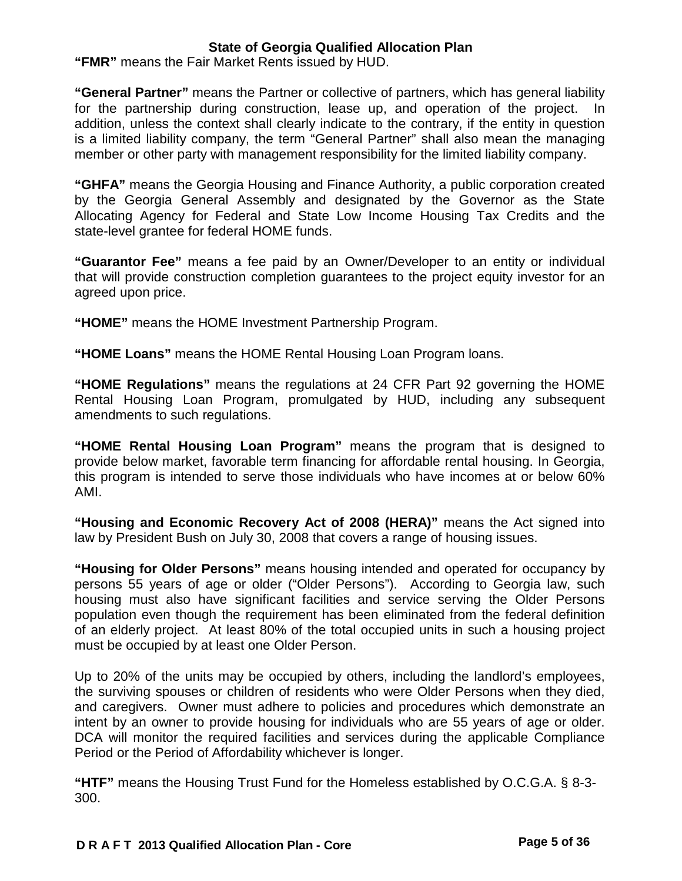**"FMR"** means the Fair Market Rents issued by HUD.

**"General Partner"** means the Partner or collective of partners, which has general liability for the partnership during construction, lease up, and operation of the project. In addition, unless the context shall clearly indicate to the contrary, if the entity in question is a limited liability company, the term "General Partner" shall also mean the managing member or other party with management responsibility for the limited liability company.

**"GHFA"** means the Georgia Housing and Finance Authority, a public corporation created by the Georgia General Assembly and designated by the Governor as the State Allocating Agency for Federal and State Low Income Housing Tax Credits and the state-level grantee for federal HOME funds.

**"Guarantor Fee"** means a fee paid by an Owner/Developer to an entity or individual that will provide construction completion guarantees to the project equity investor for an agreed upon price.

**"HOME"** means the HOME Investment Partnership Program.

**"HOME Loans"** means the HOME Rental Housing Loan Program loans.

**"HOME Regulations"** means the regulations at 24 CFR Part 92 governing the HOME Rental Housing Loan Program, promulgated by HUD, including any subsequent amendments to such regulations.

**"HOME Rental Housing Loan Program"** means the program that is designed to provide below market, favorable term financing for affordable rental housing. In Georgia, this program is intended to serve those individuals who have incomes at or below 60% AMI.

**"Housing and Economic Recovery Act of 2008 (HERA)"** means the Act signed into law by President Bush on July 30, 2008 that covers a range of housing issues.

**"Housing for Older Persons"** means housing intended and operated for occupancy by persons 55 years of age or older ("Older Persons"). According to Georgia law, such housing must also have significant facilities and service serving the Older Persons population even though the requirement has been eliminated from the federal definition of an elderly project. At least 80% of the total occupied units in such a housing project must be occupied by at least one Older Person.

Up to 20% of the units may be occupied by others, including the landlord's employees, the surviving spouses or children of residents who were Older Persons when they died, and caregivers. Owner must adhere to policies and procedures which demonstrate an intent by an owner to provide housing for individuals who are 55 years of age or older. DCA will monitor the required facilities and services during the applicable Compliance Period or the Period of Affordability whichever is longer.

**"HTF"** means the Housing Trust Fund for the Homeless established by O.C.G.A. § 8-3-300.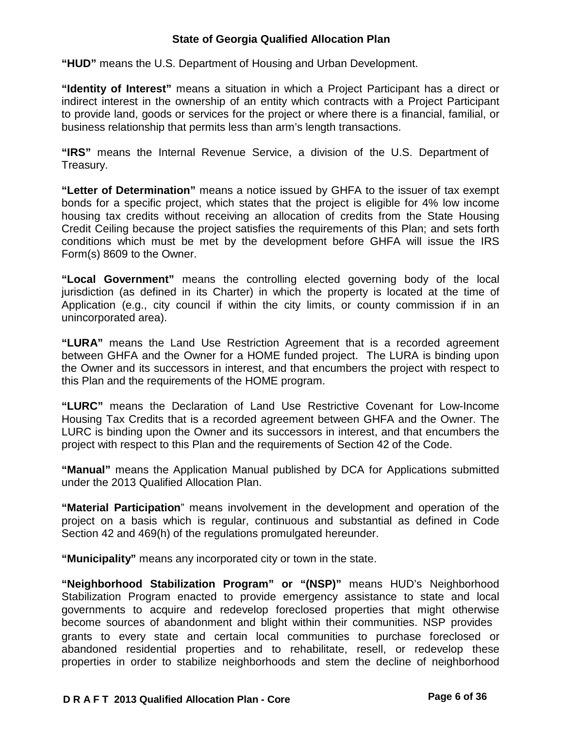**"HUD"** means the U.S. Department of Housing and Urban Development.

**"Identity of Interest"** means a situation in which a Project Participant has a direct or indirect interest in the ownership of an entity which contracts with a Project Participant to provide land, goods or services for the project or where there is a financial, familial, or business relationship that permits less than arm's length transactions.

**"IRS"** means the Internal Revenue Service, a division of the U.S. Department of Treasury.

**"Letter of Determination"** means a notice issued by GHFA to the issuer of tax exempt bonds for a specific project, which states that the project is eligible for 4% low income housing tax credits without receiving an allocation of credits from the State Housing Credit Ceiling because the project satisfies the requirements of this Plan; and sets forth conditions which must be met by the development before GHFA will issue the IRS Form(s) 8609 to the Owner.

**"Local Government"** means the controlling elected governing body of the local jurisdiction (as defined in its Charter) in which the property is located at the time of Application (e.g., city council if within the city limits, or county commission if in an unincorporated area).

**"LURA"** means the Land Use Restriction Agreement that is a recorded agreement between GHFA and the Owner for a HOME funded project. The LURA is binding upon the Owner and its successors in interest, and that encumbers the project with respect to this Plan and the requirements of the HOME program.

**"LURC"** means the Declaration of Land Use Restrictive Covenant for Low-Income Housing Tax Credits that is a recorded agreement between GHFA and the Owner. The LURC is binding upon the Owner and its successors in interest, and that encumbers the project with respect to this Plan and the requirements of Section 42 of the Code.

**"Manual"** means the Application Manual published by DCA for Applications submitted under the 2013 Qualified Allocation Plan.

**"Material Participation"** means involvement in the development and operation of the project on a basis which is regular, continuous and substantial as defined in Code Section 42 and 469(h) of the regulations promulgated hereunder.

**"Municipality"** means any incorporated city or town in the state.

**"Neighborhood Stabilization Program" or "(NSP)"** means HUD's Neighborhood Stabilization Program enacted to provide emergency assistance to state and local governments to acquire and redevelop foreclosed properties that might otherwise become sources of abandonment and blight within their communities. NSP provides grants to every state and certain local communities to purchase foreclosed or abandoned residential properties and to rehabilitate, resell, or redevelop these properties in order to stabilize neighborhoods and stem the decline of neighborhood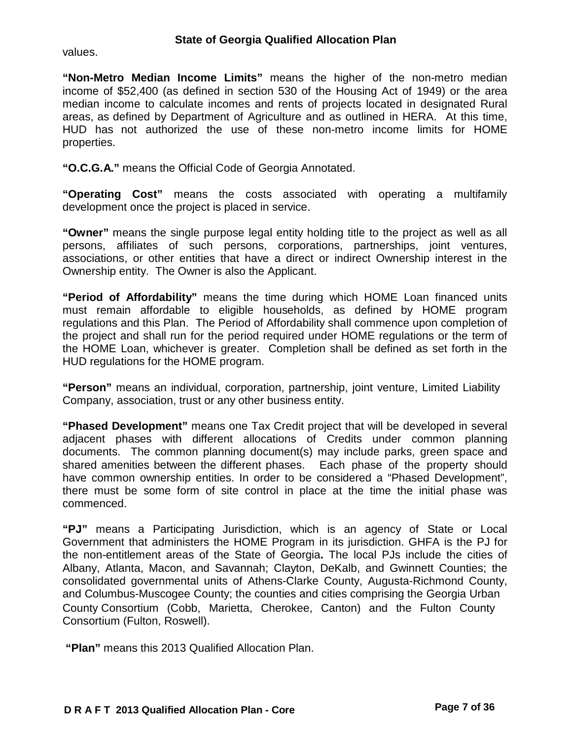values.

**"Non-Metro Median Income Limits"** means the higher of the non-metro median income of $52,400 (as defined in section 530 of the Housing Act of 1949) or the area median income to calculate incomes and rents of projects located in designated Rural areas, as defined by Department of Agriculture and as outlined in HERA. At this time, HUD has not authorized the use of these non-metro income limits for HOME properties.

**"O.C.G.A."** means the Official Code of Georgia Annotated.

**"Operating Cost"** means the costs associated with operating a multifamily development once the project is placed in service.

**"Owner"** means the single purpose legal entity holding title to the project as well as all persons, affiliates of such persons, corporations, partnerships, joint ventures, associations, or other entities that have a direct or indirect Ownership interest in the Ownership entity. The Owner is also the Applicant.

**"Period of Affordability"** means the time during which HOME Loan financed units must remain affordable to eligible households, as defined by HOME program regulations and this Plan. The Period of Affordability shall commence upon completion of the project and shall run for the period required under HOME regulations or the term of the HOME Loan, whichever is greater. Completion shall be defined as set forth in the HUD regulations for the HOME program.

**"Person"** means an individual, corporation, partnership, joint venture, Limited Liability Company, association, trust or any other business entity.

**"Phased Development"** means one Tax Credit project that will be developed in several adjacent phases with different allocations of Credits under common planning documents. The common planning document(s) may include parks, green space and shared amenities between the different phases. Each phase of the property should have common ownership entities. In order to be considered a "Phased Development", there must be some form of site control in place at the time the initial phase was commenced.

**"PJ"** means a Participating Jurisdiction, which is an agency of State or Local Government that administers the HOME Program in its jurisdiction. GHFA is the PJ for the non-entitlement areas of the State of Georgia**.** The local PJs include the cities of Albany, Atlanta, Macon, and Savannah; Clayton, DeKalb, and Gwinnett Counties; the consolidated governmental units of Athens-Clarke County, Augusta-Richmond County, and Columbus-Muscogee County; the counties and cities comprising the Georgia Urban County Consortium (Cobb, Marietta, Cherokee, Canton) and the Fulton County Consortium (Fulton, Roswell).

**"Plan"** means this 2013 Qualified Allocation Plan.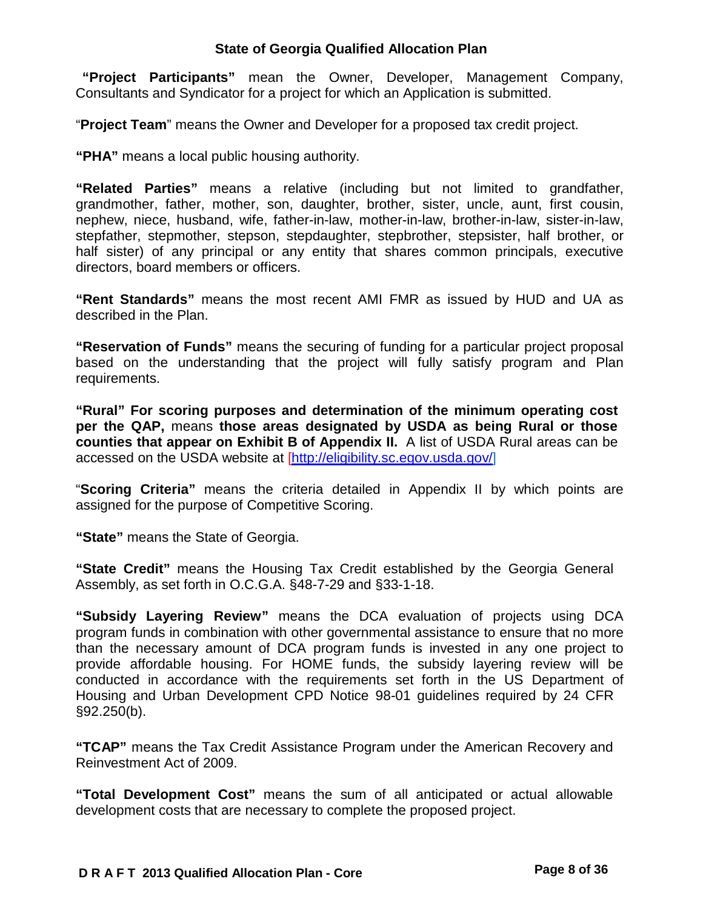**"Project Participants"** mean the Owner, Developer, Management Company, Consultants and Syndicator for a project for which an Application is submitted.

"**Project Team**" means the Owner and Developer for a proposed tax credit project.

**"PHA"** means a local public housing authority.

**"Related Parties"** means a relative (including but not limited to grandfather, grandmother, father, mother, son, daughter, brother, sister, uncle, aunt, first cousin, nephew, niece, husband, wife, father-in-law, mother-in-law, brother-in-law, sister-in-law, stepfather, stepmother, stepson, stepdaughter, stepbrother, stepsister, half brother, or half sister) of any principal or any entity that shares common principals, executive directors, board members or officers.

**"Rent Standards"** means the most recent AMI FMR as issued by HUD and UA as described in the Plan.

**"Reservation of Funds"** means the securing of funding for a particular project proposal based on the understanding that the project will fully satisfy program and Plan requirements.

**"Rural" For scoring purposes and determination of the minimum operating cost per the QAP,** means **those areas designated by USDA as being Rural or those counties that appear on Exhibit B of Appendix II.** A list of USDA Rural areas can be accessed on the USDA website at [http://eligibility.sc.egov.usda.gov/]

"**Scoring Criteria"** means the criteria detailed in Appendix II by which points are assigned for the purpose of Competitive Scoring.

**"State"** means the State of Georgia.

**"State Credit"** means the Housing Tax Credit established by the Georgia General Assembly, as set forth in O.C.G.A. §48-7-29 and §33-1-18.

**"Subsidy Layering Review"** means the DCA evaluation of projects using DCA program funds in combination with other governmental assistance to ensure that no more than the necessary amount of DCA program funds is invested in any one project to provide affordable housing. For HOME funds, the subsidy layering review will be conducted in accordance with the requirements set forth in the US Department of Housing and Urban Development CPD Notice 98-01 guidelines required by 24 CFR §92.250(b).

**"TCAP"** means the Tax Credit Assistance Program under the American Recovery and Reinvestment Act of 2009.

**"Total Development Cost"** means the sum of all anticipated or actual allowable development costs that are necessary to complete the proposed project.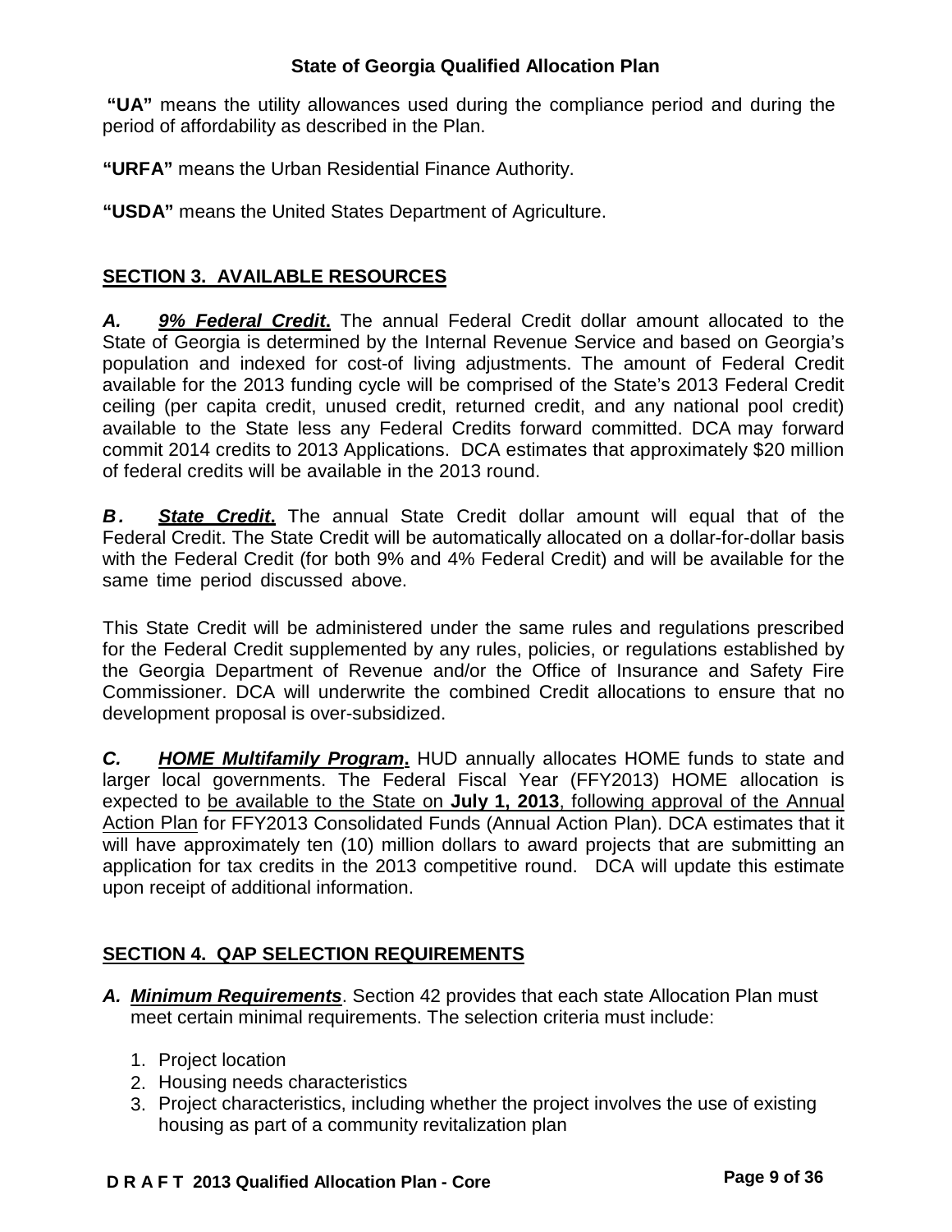**"UA"** means the utility allowances used during the compliance period and during the period of affordability as described in the Plan.

**"URFA"** means the Urban Residential Finance Authority.

**"USDA"** means the United States Department of Agriculture.

## SECTION 3. AVAILABLE RESOURCES

***A. 9% Federal Credit*.** The annual Federal Credit dollar amount allocated to the State of Georgia is determined by the Internal Revenue Service and based on Georgia's population and indexed for cost-of living adjustments. The amount of Federal Credit available for the 2013 funding cycle will be comprised of the State's 2013 Federal Credit ceiling (per capita credit, unused credit, returned credit, and any national pool credit) available to the State less any Federal Credits forward committed. DCA may forward commit 2014 credits to 2013 Applications. DCA estimates that approximately $20 million of federal credits will be available in the 2013 round.

***B. State Credit*.** The annual State Credit dollar amount will equal that of the Federal Credit. The State Credit will be automatically allocated on a dollar-for-dollar basis with the Federal Credit (for both 9% and 4% Federal Credit) and will be available for the same time period discussed above.

This State Credit will be administered under the same rules and regulations prescribed for the Federal Credit supplemented by any rules, policies, or regulations established by the Georgia Department of Revenue and/or the Office of Insurance and Safety Fire Commissioner. DCA will underwrite the combined Credit allocations to ensure that no development proposal is over-subsidized.

***C. HOME Multifamily Program*.** HUD annually allocates HOME funds to state and larger local governments. The Federal Fiscal Year (FFY2013) HOME allocation is expected to be available to the State on **July 1, 2013**, following approval of the Annual Action Plan for FFY2013 Consolidated Funds (Annual Action Plan). DCA estimates that it will have approximately ten (10) million dollars to award projects that are submitting an application for tax credits in the 2013 competitive round. DCA will update this estimate upon receipt of additional information.

## SECTION 4. QAP SELECTION REQUIREMENTS

***A. Minimum Requirements*.** Section 42 provides that each state Allocation Plan must meet certain minimal requirements. The selection criteria must include:

1. Project location
2. Housing needs characteristics
3. Project characteristics, including whether the project involves the use of existing housing as part of a community revitalization plan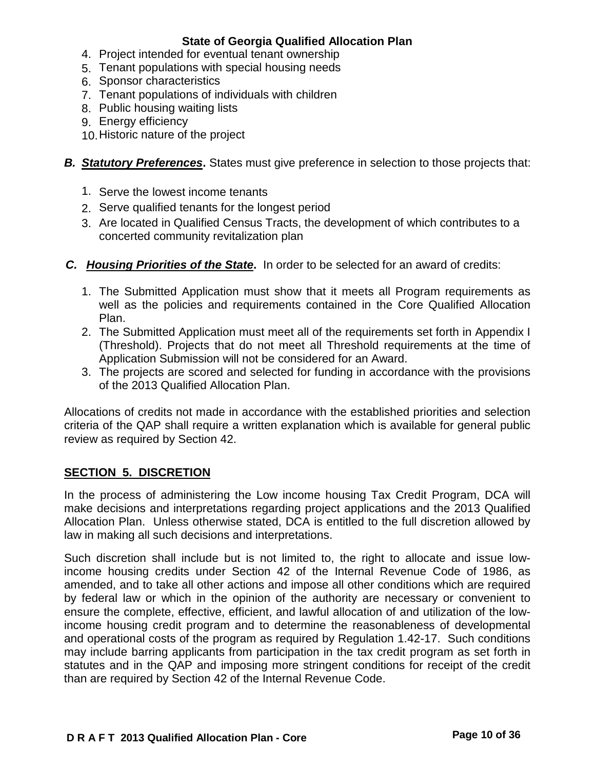4. Project intended for eventual tenant ownership
5. Tenant populations with special housing needs
6. Sponsor characteristics
7. Tenant populations of individuals with children
8. Public housing waiting lists
9. Energy efficiency
10. Historic nature of the project

***B. Statutory Preferences*****.** States must give preference in selection to those projects that:

1. Serve the lowest income tenants
2. Serve qualified tenants for the longest period
3. Are located in Qualified Census Tracts, the development of which contributes to a concerted community revitalization plan

***C. Housing Priorities of the State*****.** In order to be selected for an award of credits:

1. The Submitted Application must show that it meets all Program requirements as well as the policies and requirements contained in the Core Qualified Allocation Plan.
2. The Submitted Application must meet all of the requirements set forth in Appendix I (Threshold). Projects that do not meet all Threshold requirements at the time of Application Submission will not be considered for an Award.
3. The projects are scored and selected for funding in accordance with the provisions of the 2013 Qualified Allocation Plan.

Allocations of credits not made in accordance with the established priorities and selection criteria of the QAP shall require a written explanation which is available for general public review as required by Section 42.

## SECTION 5. DISCRETION

In the process of administering the Low income housing Tax Credit Program, DCA will make decisions and interpretations regarding project applications and the 2013 Qualified Allocation Plan. Unless otherwise stated, DCA is entitled to the full discretion allowed by law in making all such decisions and interpretations.

Such discretion shall include but is not limited to, the right to allocate and issue low-income housing credits under Section 42 of the Internal Revenue Code of 1986, as amended, and to take all other actions and impose all other conditions which are required by federal law or which in the opinion of the authority are necessary or convenient to ensure the complete, effective, efficient, and lawful allocation of and utilization of the low-income housing credit program and to determine the reasonableness of developmental and operational costs of the program as required by Regulation 1.42-17. Such conditions may include barring applicants from participation in the tax credit program as set forth in statutes and in the QAP and imposing more stringent conditions for receipt of the credit than are required by Section 42 of the Internal Revenue Code.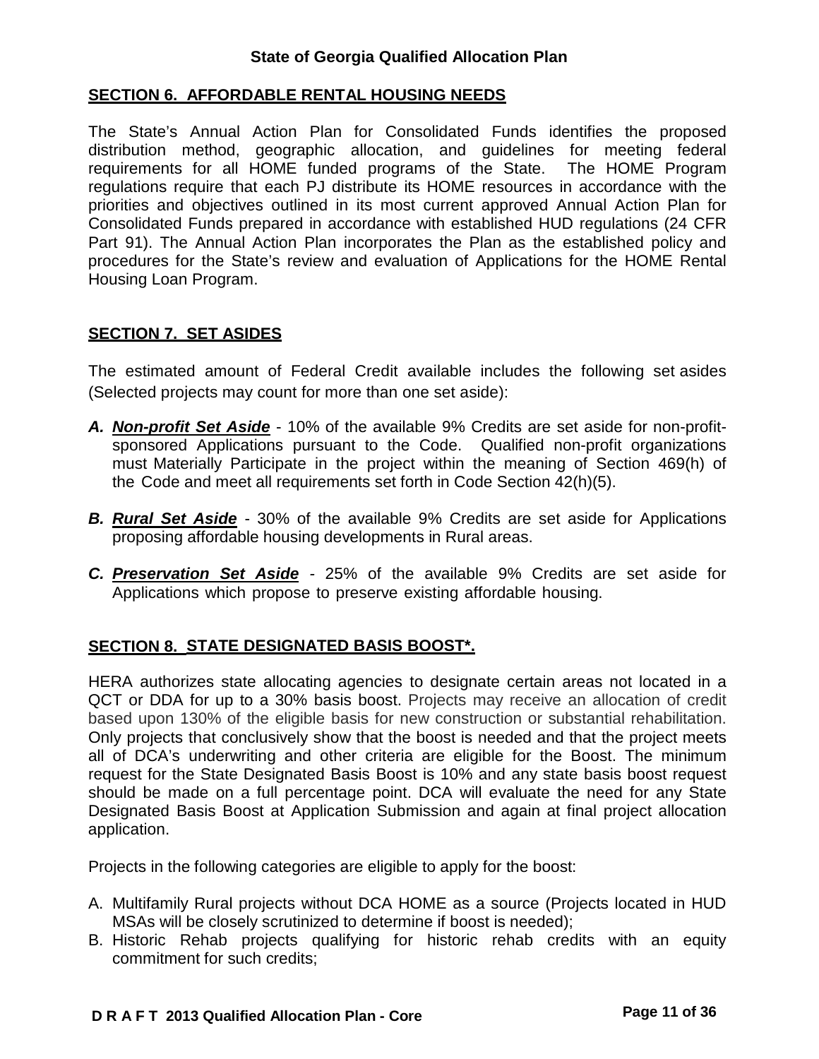## SECTION 6. AFFORDABLE RENTAL HOUSING NEEDS

The State's Annual Action Plan for Consolidated Funds identifies the proposed distribution method, geographic allocation, and guidelines for meeting federal requirements for all HOME funded programs of the State. The HOME Program regulations require that each PJ distribute its HOME resources in accordance with the priorities and objectives outlined in its most current approved Annual Action Plan for Consolidated Funds prepared in accordance with established HUD regulations (24 CFR Part 91). The Annual Action Plan incorporates the Plan as the established policy and procedures for the State's review and evaluation of Applications for the HOME Rental Housing Loan Program.

## SECTION 7. SET ASIDES

The estimated amount of Federal Credit available includes the following set asides (Selected projects may count for more than one set aside):

**A.** ***Non-profit Set Aside*** - 10% of the available 9% Credits are set aside for non-profit-sponsored Applications pursuant to the Code. Qualified non-profit organizations must Materially Participate in the project within the meaning of Section 469(h) of the Code and meet all requirements set forth in Code Section 42(h)(5).

**B.** ***Rural Set Aside*** - 30% of the available 9% Credits are set aside for Applications proposing affordable housing developments in Rural areas.

**C.** ***Preservation Set Aside*** - 25% of the available 9% Credits are set aside for Applications which propose to preserve existing affordable housing.

## SECTION 8. STATE DESIGNATED BASIS BOOST*.

HERA authorizes state allocating agencies to designate certain areas not located in a QCT or DDA for up to a 30% basis boost. Projects may receive an allocation of credit based upon 130% of the eligible basis for new construction or substantial rehabilitation. Only projects that conclusively show that the boost is needed and that the project meets all of DCA's underwriting and other criteria are eligible for the Boost. The minimum request for the State Designated Basis Boost is 10% and any state basis boost request should be made on a full percentage point. DCA will evaluate the need for any State Designated Basis Boost at Application Submission and again at final project allocation application.

Projects in the following categories are eligible to apply for the boost:

A. Multifamily Rural projects without DCA HOME as a source (Projects located in HUD MSAs will be closely scrutinized to determine if boost is needed);
B. Historic Rehab projects qualifying for historic rehab credits with an equity commitment for such credits;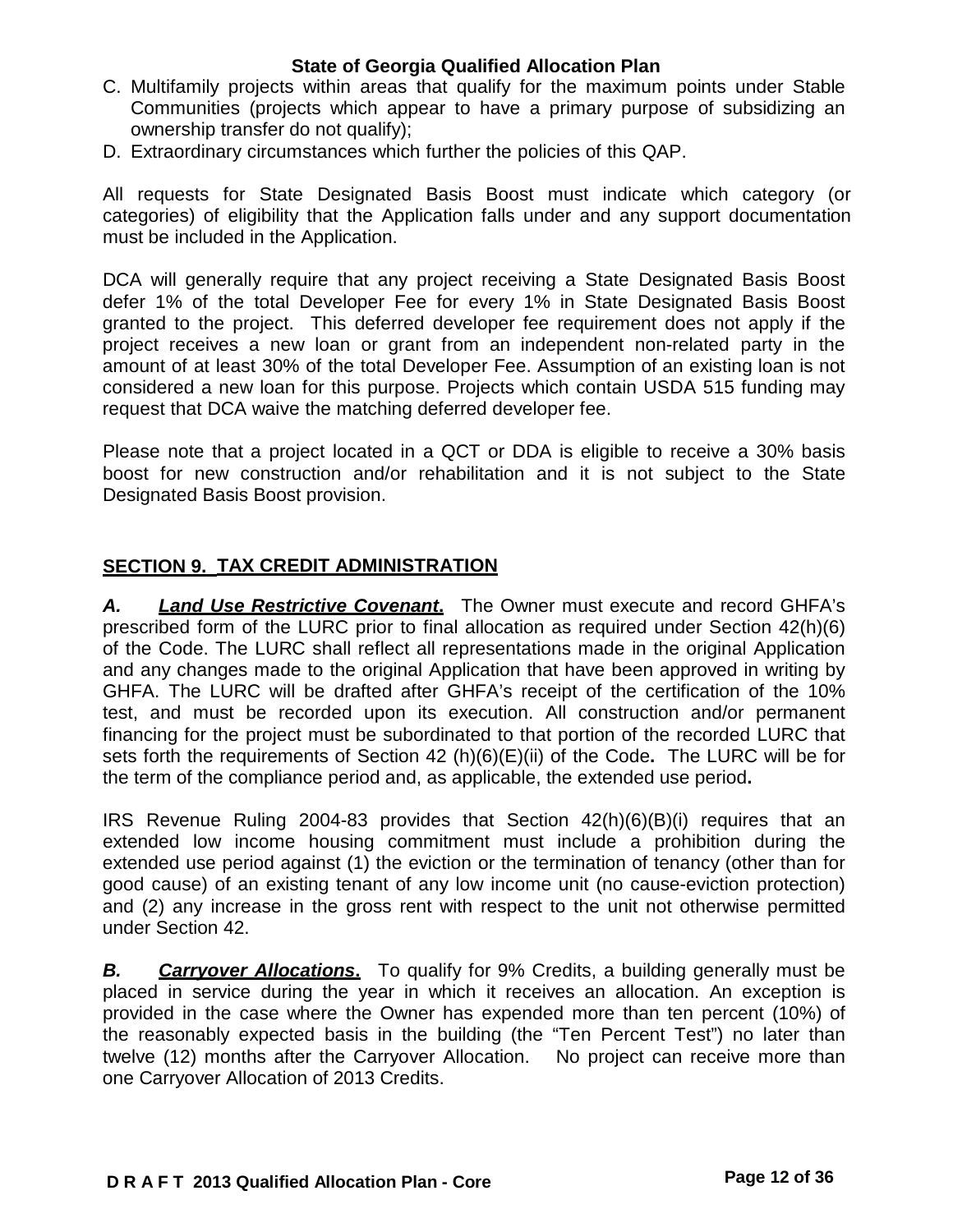C. Multifamily projects within areas that qualify for the maximum points under Stable Communities (projects which appear to have a primary purpose of subsidizing an ownership transfer do not qualify);
D. Extraordinary circumstances which further the policies of this QAP.

All requests for State Designated Basis Boost must indicate which category (or categories) of eligibility that the Application falls under and any support documentation must be included in the Application.

DCA will generally require that any project receiving a State Designated Basis Boost defer 1% of the total Developer Fee for every 1% in State Designated Basis Boost granted to the project. This deferred developer fee requirement does not apply if the project receives a new loan or grant from an independent non-related party in the amount of at least 30% of the total Developer Fee. Assumption of an existing loan is not considered a new loan for this purpose. Projects which contain USDA 515 funding may request that DCA waive the matching deferred developer fee.

Please note that a project located in a QCT or DDA is eligible to receive a 30% basis boost for new construction and/or rehabilitation and it is not subject to the State Designated Basis Boost provision.

## SECTION 9. TAX CREDIT ADMINISTRATION

***A. Land Use Restrictive Covenant.*** The Owner must execute and record GHFA's prescribed form of the LURC prior to final allocation as required under Section 42(h)(6) of the Code. The LURC shall reflect all representations made in the original Application and any changes made to the original Application that have been approved in writing by GHFA. The LURC will be drafted after GHFA's receipt of the certification of the 10% test, and must be recorded upon its execution. All construction and/or permanent financing for the project must be subordinated to that portion of the recorded LURC that sets forth the requirements of Section 42 (h)(6)(E)(ii) of the Code**.** The LURC will be for the term of the compliance period and, as applicable, the extended use period**.**

IRS Revenue Ruling 2004-83 provides that Section 42(h)(6)(B)(i) requires that an extended low income housing commitment must include a prohibition during the extended use period against (1) the eviction or the termination of tenancy (other than for good cause) of an existing tenant of any low income unit (no cause-eviction protection) and (2) any increase in the gross rent with respect to the unit not otherwise permitted under Section 42.

***B. Carryover Allocations.*** To qualify for 9% Credits, a building generally must be placed in service during the year in which it receives an allocation. An exception is provided in the case where the Owner has expended more than ten percent (10%) of the reasonably expected basis in the building (the "Ten Percent Test") no later than twelve (12) months after the Carryover Allocation. No project can receive more than one Carryover Allocation of 2013 Credits.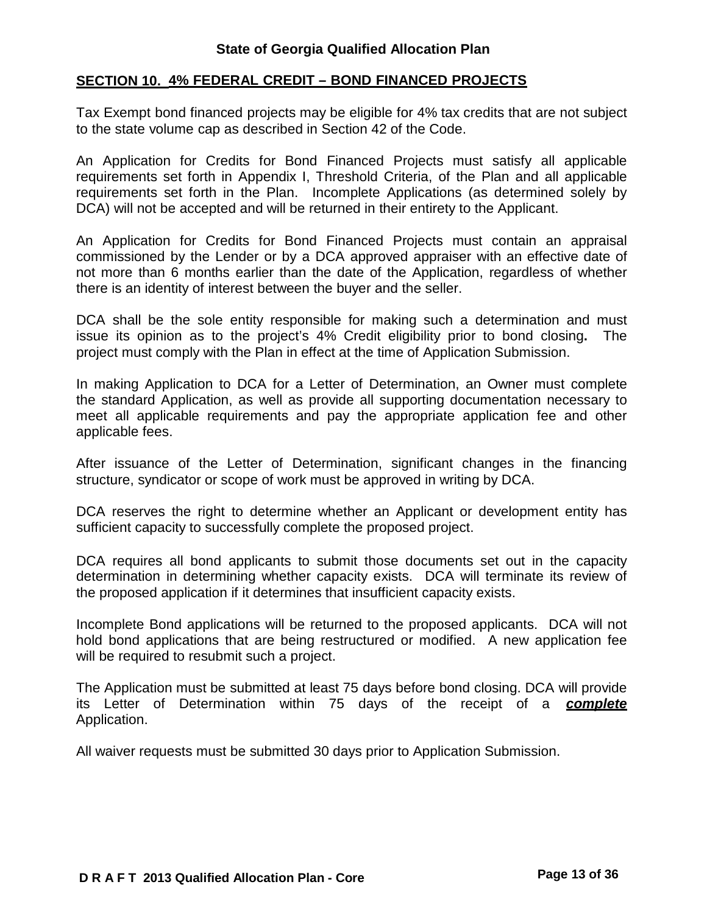## SECTION 10. 4% FEDERAL CREDIT – BOND FINANCED PROJECTS

Tax Exempt bond financed projects may be eligible for 4% tax credits that are not subject to the state volume cap as described in Section 42 of the Code.

An Application for Credits for Bond Financed Projects must satisfy all applicable requirements set forth in Appendix I, Threshold Criteria, of the Plan and all applicable requirements set forth in the Plan. Incomplete Applications (as determined solely by DCA) will not be accepted and will be returned in their entirety to the Applicant.

An Application for Credits for Bond Financed Projects must contain an appraisal commissioned by the Lender or by a DCA approved appraiser with an effective date of not more than 6 months earlier than the date of the Application, regardless of whether there is an identity of interest between the buyer and the seller.

DCA shall be the sole entity responsible for making such a determination and must issue its opinion as to the project's 4% Credit eligibility prior to bond closing**.** The project must comply with the Plan in effect at the time of Application Submission.

In making Application to DCA for a Letter of Determination, an Owner must complete the standard Application, as well as provide all supporting documentation necessary to meet all applicable requirements and pay the appropriate application fee and other applicable fees.

After issuance of the Letter of Determination, significant changes in the financing structure, syndicator or scope of work must be approved in writing by DCA.

DCA reserves the right to determine whether an Applicant or development entity has sufficient capacity to successfully complete the proposed project.

DCA requires all bond applicants to submit those documents set out in the capacity determination in determining whether capacity exists. DCA will terminate its review of the proposed application if it determines that insufficient capacity exists.

Incomplete Bond applications will be returned to the proposed applicants. DCA will not hold bond applications that are being restructured or modified. A new application fee will be required to resubmit such a project.

The Application must be submitted at least 75 days before bond closing. DCA will provide its Letter of Determination within 75 days of the receipt of a ***complete*** Application.

All waiver requests must be submitted 30 days prior to Application Submission.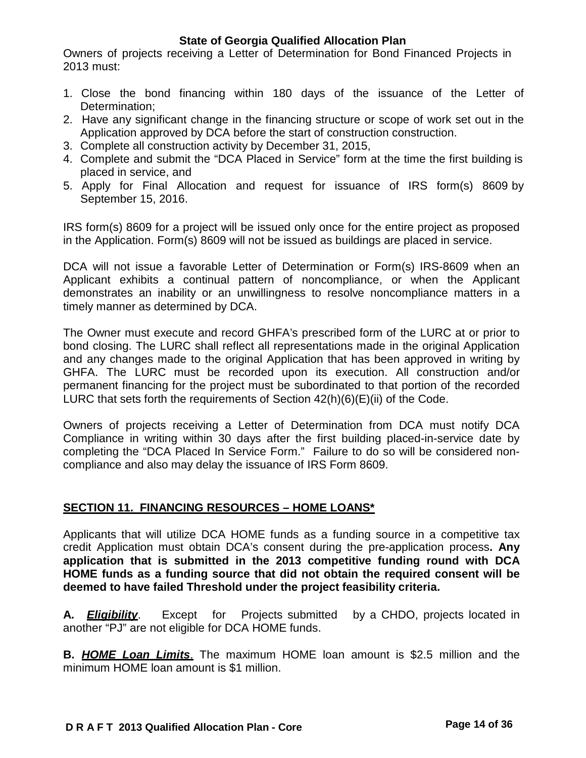Owners of projects receiving a Letter of Determination for Bond Financed Projects in 2013 must:

1. Close the bond financing within 180 days of the issuance of the Letter of Determination;
2. Have any significant change in the financing structure or scope of work set out in the Application approved by DCA before the start of construction construction.
3. Complete all construction activity by December 31, 2015,
4. Complete and submit the "DCA Placed in Service" form at the time the first building is placed in service, and
5. Apply for Final Allocation and request for issuance of IRS form(s) 8609 by September 15, 2016.

IRS form(s) 8609 for a project will be issued only once for the entire project as proposed in the Application. Form(s) 8609 will not be issued as buildings are placed in service.

DCA will not issue a favorable Letter of Determination or Form(s) IRS-8609 when an Applicant exhibits a continual pattern of noncompliance, or when the Applicant demonstrates an inability or an unwillingness to resolve noncompliance matters in a timely manner as determined by DCA.

The Owner must execute and record GHFA's prescribed form of the LURC at or prior to bond closing. The LURC shall reflect all representations made in the original Application and any changes made to the original Application that has been approved in writing by GHFA. The LURC must be recorded upon its execution. All construction and/or permanent financing for the project must be subordinated to that portion of the recorded LURC that sets forth the requirements of Section 42(h)(6)(E)(ii) of the Code.

Owners of projects receiving a Letter of Determination from DCA must notify DCA Compliance in writing within 30 days after the first building placed-in-service date by completing the "DCA Placed In Service Form." Failure to do so will be considered non-compliance and also may delay the issuance of IRS Form 8609.

## SECTION 11. FINANCING RESOURCES – HOME LOANS*

Applicants that will utilize DCA HOME funds as a funding source in a competitive tax credit Application must obtain DCA's consent during the pre-application process**. Any application that is submitted in the 2013 competitive funding round with DCA HOME funds as a funding source that did not obtain the required consent will be deemed to have failed Threshold under the project feasibility criteria.**

**A. *Eligibility*.** Except for Projects submitted by a CHDO, projects located in another "PJ" are not eligible for DCA HOME funds.

**B. *HOME Loan Limits*.** The maximum HOME loan amount is \$2.5 million and the minimum HOME loan amount is \$1 million.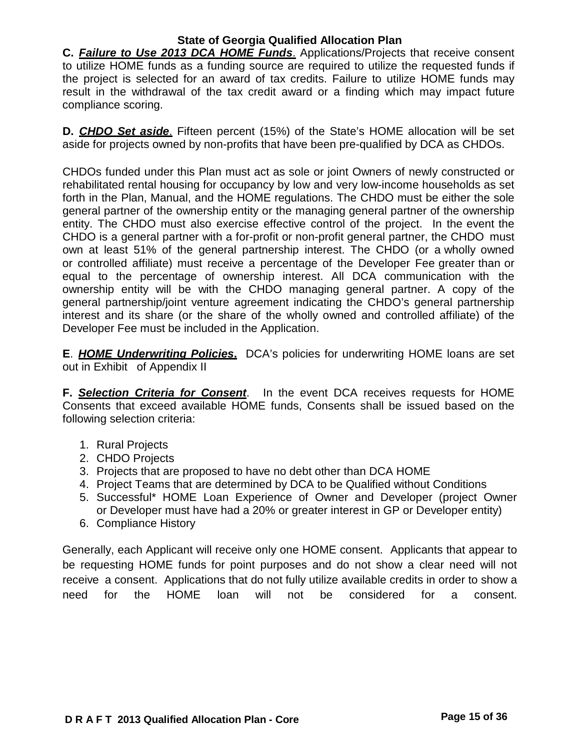**C. *Failure to Use 2013 DCA HOME Funds*.** Applications/Projects that receive consent to utilize HOME funds as a funding source are required to utilize the requested funds if the project is selected for an award of tax credits. Failure to utilize HOME funds may result in the withdrawal of the tax credit award or a finding which may impact future compliance scoring.

**D. *CHDO Set aside*.** Fifteen percent (15%) of the State's HOME allocation will be set aside for projects owned by non-profits that have been pre-qualified by DCA as CHDOs.

CHDOs funded under this Plan must act as sole or joint Owners of newly constructed or rehabilitated rental housing for occupancy by low and very low-income households as set forth in the Plan, Manual, and the HOME regulations. The CHDO must be either the sole general partner of the ownership entity or the managing general partner of the ownership entity. The CHDO must also exercise effective control of the project. In the event the CHDO is a general partner with a for-profit or non-profit general partner, the CHDO must own at least 51% of the general partnership interest. The CHDO (or a wholly owned or controlled affiliate) must receive a percentage of the Developer Fee greater than or equal to the percentage of ownership interest. All DCA communication with the ownership entity will be with the CHDO managing general partner. A copy of the general partnership/joint venture agreement indicating the CHDO's general partnership interest and its share (or the share of the wholly owned and controlled affiliate) of the Developer Fee must be included in the Application.

**E. *HOME Underwriting Policies*.** DCA's policies for underwriting HOME loans are set out in Exhibit of Appendix II

**F. *Selection Criteria for Consent*.** In the event DCA receives requests for HOME Consents that exceed available HOME funds, Consents shall be issued based on the following selection criteria:

1. Rural Projects
2. CHDO Projects
3. Projects that are proposed to have no debt other than DCA HOME
4. Project Teams that are determined by DCA to be Qualified without Conditions
5. Successful* HOME Loan Experience of Owner and Developer (project Owner or Developer must have had a 20% or greater interest in GP or Developer entity)
6. Compliance History

Generally, each Applicant will receive only one HOME consent. Applicants that appear to be requesting HOME funds for point purposes and do not show a clear need will not receive a consent. Applications that do not fully utilize available credits in order to show a need for the HOME loan will not be considered for a consent.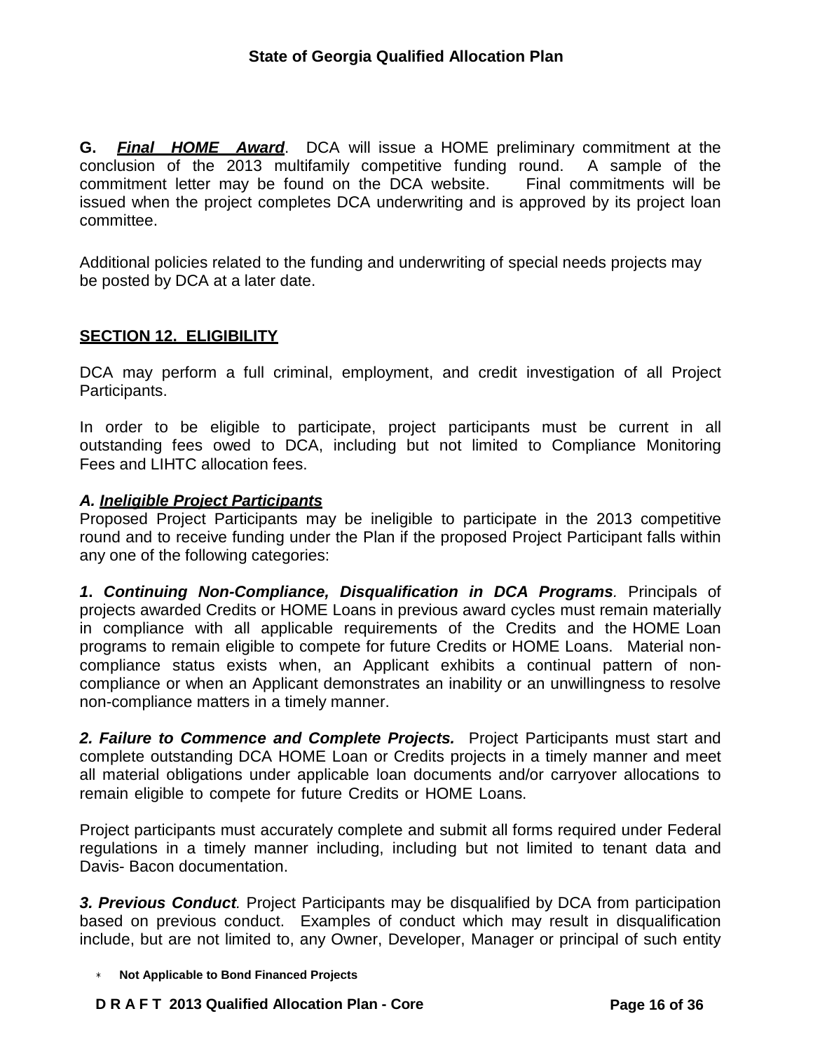**G.** ***Final HOME Award***. DCA will issue a HOME preliminary commitment at the conclusion of the 2013 multifamily competitive funding round. A sample of the commitment letter may be found on the DCA website. Final commitments will be issued when the project completes DCA underwriting and is approved by its project loan committee.

Additional policies related to the funding and underwriting of special needs projects may be posted by DCA at a later date.

## SECTION 12. ELIGIBILITY

DCA may perform a full criminal, employment, and credit investigation of all Project Participants.

In order to be eligible to participate, project participants must be current in all outstanding fees owed to DCA, including but not limited to Compliance Monitoring Fees and LIHTC allocation fees.

### *A. Ineligible Project Participants*

Proposed Project Participants may be ineligible to participate in the 2013 competitive round and to receive funding under the Plan if the proposed Project Participant falls within any one of the following categories:

***1. Continuing Non-Compliance, Disqualification in DCA Programs***. Principals of projects awarded Credits or HOME Loans in previous award cycles must remain materially in compliance with all applicable requirements of the Credits and the HOME Loan programs to remain eligible to compete for future Credits or HOME Loans. Material non-compliance status exists when, an Applicant exhibits a continual pattern of non-compliance or when an Applicant demonstrates an inability or an unwillingness to resolve non-compliance matters in a timely manner.

***2. Failure to Commence and Complete Projects.*** Project Participants must start and complete outstanding DCA HOME Loan or Credits projects in a timely manner and meet all material obligations under applicable loan documents and/or carryover allocations to remain eligible to compete for future Credits or HOME Loans.

Project participants must accurately complete and submit all forms required under Federal regulations in a timely manner including, including but not limited to tenant data and Davis- Bacon documentation.

***3. Previous Conduct***. Project Participants may be disqualified by DCA from participation based on previous conduct. Examples of conduct which may result in disqualification include, but are not limited to, any Owner, Developer, Manager or principal of such entity

* **Not Applicable to Bond Financed Projects**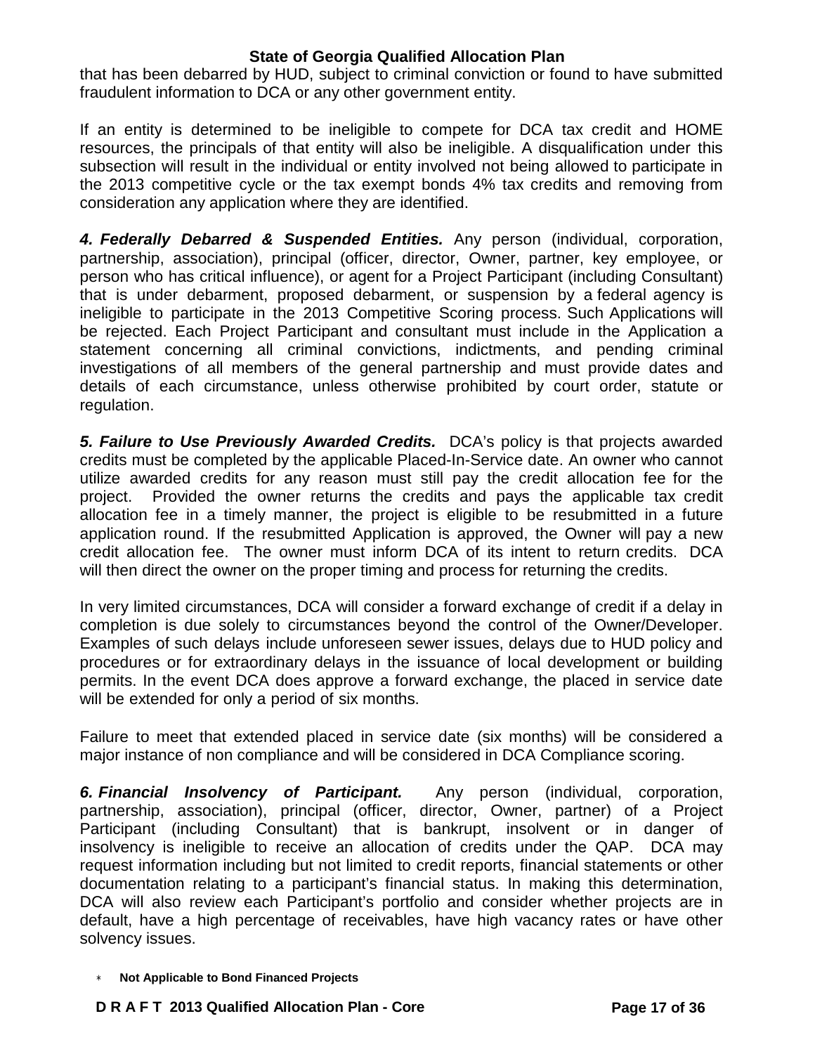that has been debarred by HUD, subject to criminal conviction or found to have submitted fraudulent information to DCA or any other government entity.

If an entity is determined to be ineligible to compete for DCA tax credit and HOME resources, the principals of that entity will also be ineligible. A disqualification under this subsection will result in the individual or entity involved not being allowed to participate in the 2013 competitive cycle or the tax exempt bonds 4% tax credits and removing from consideration any application where they are identified.

***4. Federally Debarred & Suspended Entities.*** Any person (individual, corporation, partnership, association), principal (officer, director, Owner, partner, key employee, or person who has critical influence), or agent for a Project Participant (including Consultant) that is under debarment, proposed debarment, or suspension by a federal agency is ineligible to participate in the 2013 Competitive Scoring process. Such Applications will be rejected. Each Project Participant and consultant must include in the Application a statement concerning all criminal convictions, indictments, and pending criminal investigations of all members of the general partnership and must provide dates and details of each circumstance, unless otherwise prohibited by court order, statute or regulation.

***5. Failure to Use Previously Awarded Credits.*** DCA's policy is that projects awarded credits must be completed by the applicable Placed-In-Service date. An owner who cannot utilize awarded credits for any reason must still pay the credit allocation fee for the project. Provided the owner returns the credits and pays the applicable tax credit allocation fee in a timely manner, the project is eligible to be resubmitted in a future application round. If the resubmitted Application is approved, the Owner will pay a new credit allocation fee. The owner must inform DCA of its intent to return credits. DCA will then direct the owner on the proper timing and process for returning the credits.

In very limited circumstances, DCA will consider a forward exchange of credit if a delay in completion is due solely to circumstances beyond the control of the Owner/Developer. Examples of such delays include unforeseen sewer issues, delays due to HUD policy and procedures or for extraordinary delays in the issuance of local development or building permits. In the event DCA does approve a forward exchange, the placed in service date will be extended for only a period of six months.

Failure to meet that extended placed in service date (six months) will be considered a major instance of non compliance and will be considered in DCA Compliance scoring.

***6. Financial Insolvency of Participant.*** Any person (individual, corporation, partnership, association), principal (officer, director, Owner, partner) of a Project Participant (including Consultant) that is bankrupt, insolvent or in danger of insolvency is ineligible to receive an allocation of credits under the QAP. DCA may request information including but not limited to credit reports, financial statements or other documentation relating to a participant's financial status. In making this determination, DCA will also review each Participant's portfolio and consider whether projects are in default, have a high percentage of receivables, have high vacancy rates or have other solvency issues.

* **Not Applicable to Bond Financed Projects**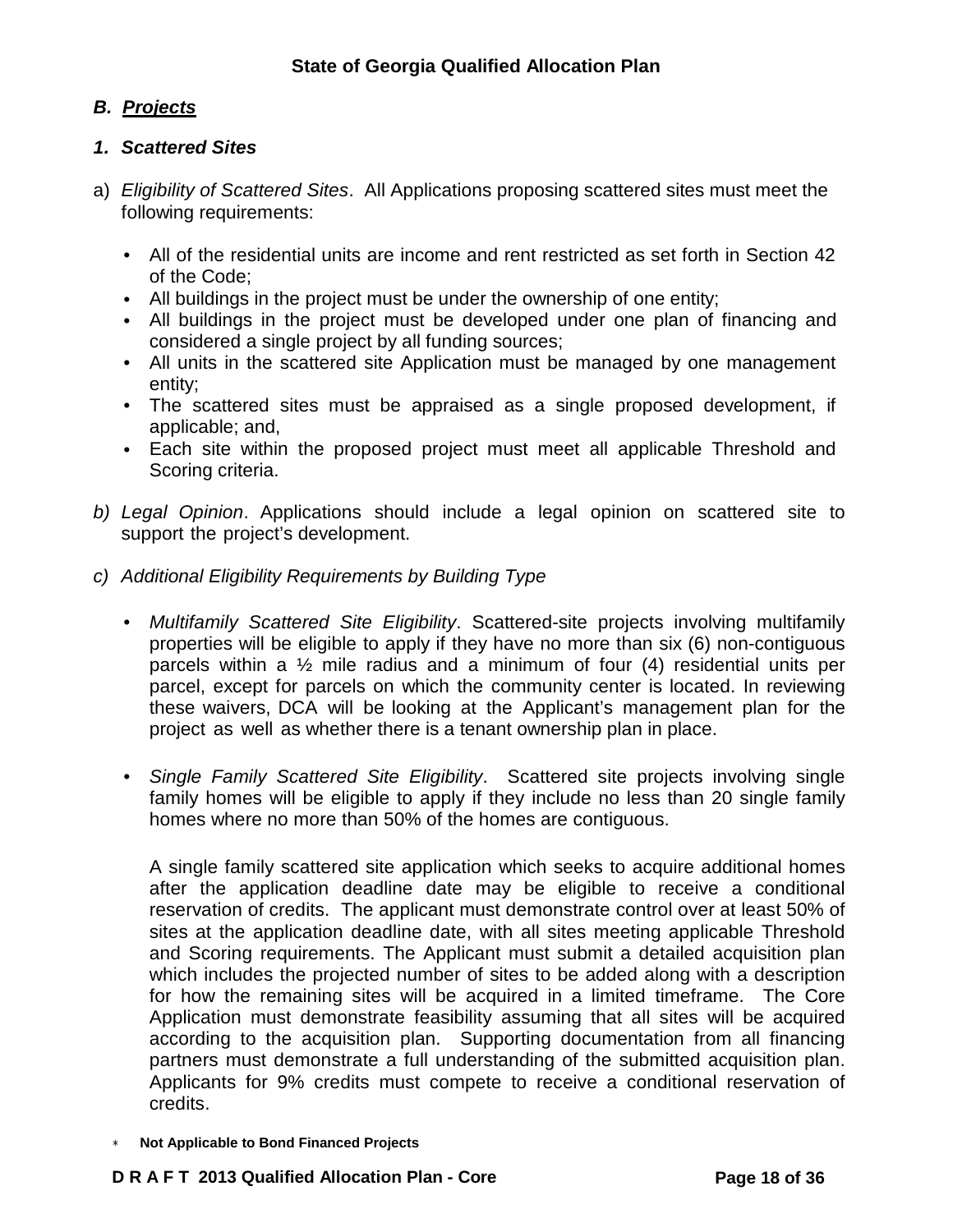## *B. Projects*

### *1. Scattered Sites*

a) *Eligibility of Scattered Sites*. All Applications proposing scattered sites must meet the following requirements:

- All of the residential units are income and rent restricted as set forth in Section 42 of the Code;
- All buildings in the project must be under the ownership of one entity;
- All buildings in the project must be developed under one plan of financing and considered a single project by all funding sources;
- All units in the scattered site Application must be managed by one management entity;
- The scattered sites must be appraised as a single proposed development, if applicable; and,
- Each site within the proposed project must meet all applicable Threshold and Scoring criteria.

*b) Legal Opinion*. Applications should include a legal opinion on scattered site to support the project's development.

*c) Additional Eligibility Requirements by Building Type*

- *Multifamily Scattered Site Eligibility*. Scattered-site projects involving multifamily properties will be eligible to apply if they have no more than six (6) non-contiguous parcels within a ½ mile radius and a minimum of four (4) residential units per parcel, except for parcels on which the community center is located. In reviewing these waivers, DCA will be looking at the Applicant's management plan for the project as well as whether there is a tenant ownership plan in place.

- *Single Family Scattered Site Eligibility*. Scattered site projects involving single family homes will be eligible to apply if they include no less than 20 single family homes where no more than 50% of the homes are contiguous.

  A single family scattered site application which seeks to acquire additional homes after the application deadline date may be eligible to receive a conditional reservation of credits. The applicant must demonstrate control over at least 50% of sites at the application deadline date, with all sites meeting applicable Threshold and Scoring requirements. The Applicant must submit a detailed acquisition plan which includes the projected number of sites to be added along with a description for how the remaining sites will be acquired in a limited timeframe. The Core Application must demonstrate feasibility assuming that all sites will be acquired according to the acquisition plan. Supporting documentation from all financing partners must demonstrate a full understanding of the submitted acquisition plan. Applicants for 9% credits must compete to receive a conditional reservation of credits.

* **Not Applicable to Bond Financed Projects**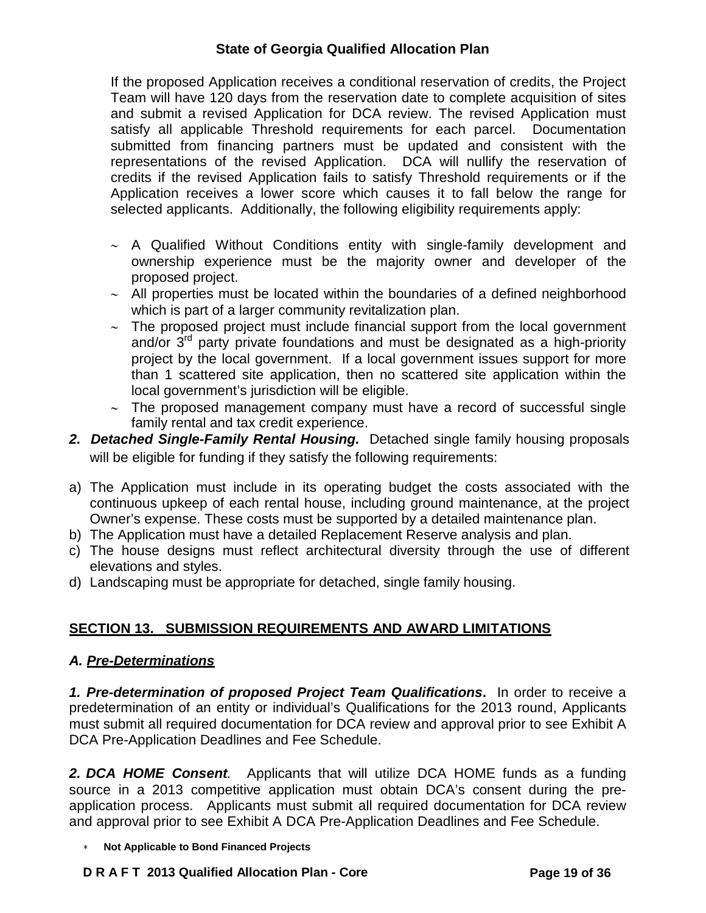If the proposed Application receives a conditional reservation of credits, the Project Team will have 120 days from the reservation date to complete acquisition of sites and submit a revised Application for DCA review. The revised Application must satisfy all applicable Threshold requirements for each parcel. Documentation submitted from financing partners must be updated and consistent with the representations of the revised Application. DCA will nullify the reservation of credits if the revised Application fails to satisfy Threshold requirements or if the Application receives a lower score which causes it to fall below the range for selected applicants. Additionally, the following eligibility requirements apply:

- A Qualified Without Conditions entity with single-family development and ownership experience must be the majority owner and developer of the proposed project.
- All properties must be located within the boundaries of a defined neighborhood which is part of a larger community revitalization plan.
- The proposed project must include financial support from the local government and/or 3rd party private foundations and must be designated as a high-priority project by the local government. If a local government issues support for more than 1 scattered site application, then no scattered site application within the local government's jurisdiction will be eligible.
- The proposed management company must have a record of successful single family rental and tax credit experience.

***2. Detached Single-Family Rental Housing.*** Detached single family housing proposals will be eligible for funding if they satisfy the following requirements:

a) The Application must include in its operating budget the costs associated with the continuous upkeep of each rental house, including ground maintenance, at the project Owner's expense. These costs must be supported by a detailed maintenance plan.
b) The Application must have a detailed Replacement Reserve analysis and plan.
c) The house designs must reflect architectural diversity through the use of different elevations and styles.
d) Landscaping must be appropriate for detached, single family housing.

## SECTION 13. SUBMISSION REQUIREMENTS AND AWARD LIMITATIONS

### *A. Pre-Determinations*

***1. Pre-determination of proposed Project Team Qualifications.*** In order to receive a predetermination of an entity or individual's Qualifications for the 2013 round, Applicants must submit all required documentation for DCA review and approval prior to see Exhibit A DCA Pre-Application Deadlines and Fee Schedule.

***2. DCA HOME Consent***. Applicants that will utilize DCA HOME funds as a funding source in a 2013 competitive application must obtain DCA's consent during the pre-application process. Applicants must submit all required documentation for DCA review and approval prior to see Exhibit A DCA Pre-Application Deadlines and Fee Schedule.

* **Not Applicable to Bond Financed Projects**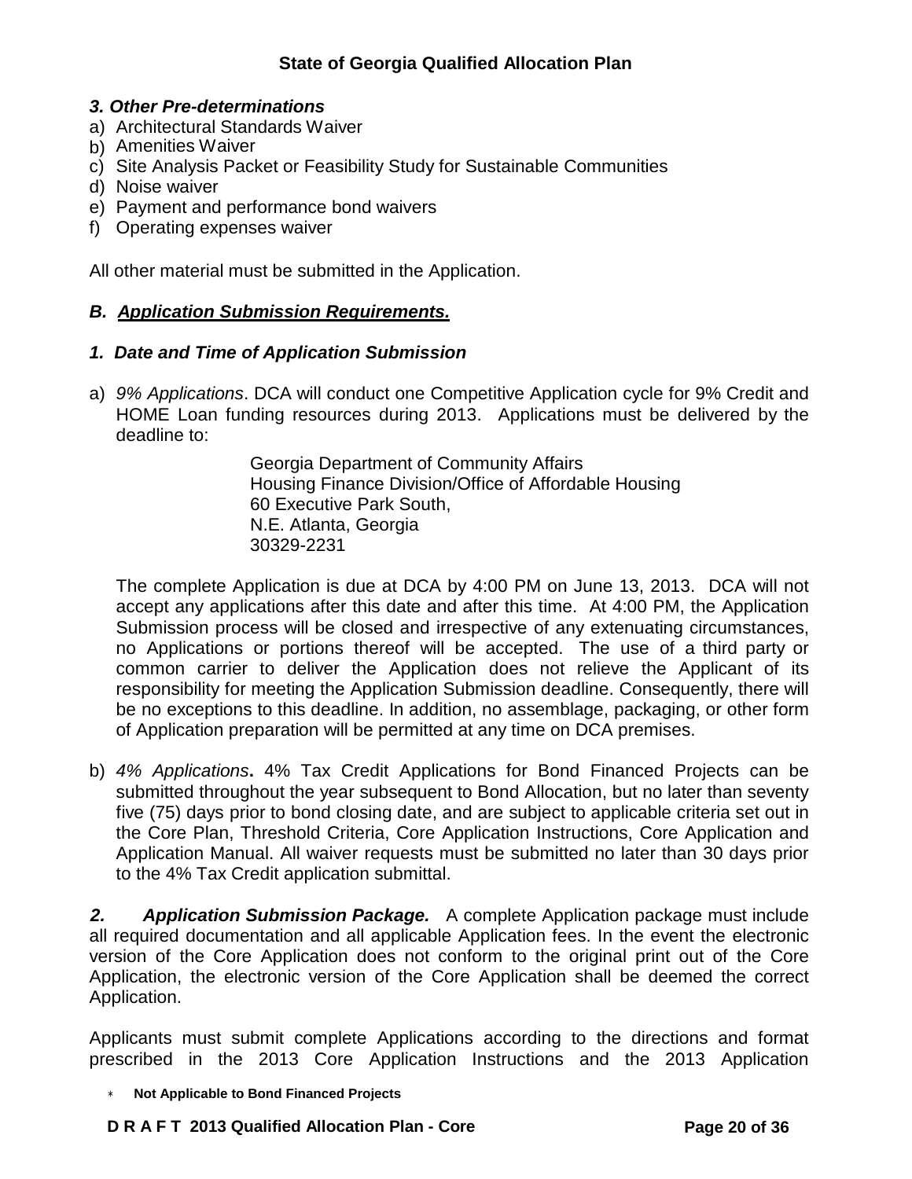### *3. Other Pre-determinations*

a) Architectural Standards Waiver
b) Amenities Waiver
c) Site Analysis Packet or Feasibility Study for Sustainable Communities
d) Noise waiver
e) Payment and performance bond waivers
f) Operating expenses waiver

All other material must be submitted in the Application.

## *B. Application Submission Requirements.*

### *1. Date and Time of Application Submission*

a) *9% Applications*. DCA will conduct one Competitive Application cycle for 9% Credit and HOME Loan funding resources during 2013. Applications must be delivered by the deadline to:

   Georgia Department of Community Affairs
   Housing Finance Division/Office of Affordable Housing
   60 Executive Park South,
   N.E. Atlanta, Georgia
   30329-2231

   The complete Application is due at DCA by 4:00 PM on June 13, 2013. DCA will not accept any applications after this date and after this time. At 4:00 PM, the Application Submission process will be closed and irrespective of any extenuating circumstances, no Applications or portions thereof will be accepted. The use of a third party or common carrier to deliver the Application does not relieve the Applicant of its responsibility for meeting the Application Submission deadline. Consequently, there will be no exceptions to this deadline. In addition, no assemblage, packaging, or other form of Application preparation will be permitted at any time on DCA premises.

b) *4% Applications***.** 4% Tax Credit Applications for Bond Financed Projects can be submitted throughout the year subsequent to Bond Allocation, but no later than seventy five (75) days prior to bond closing date, and are subject to applicable criteria set out in the Core Plan, Threshold Criteria, Core Application Instructions, Core Application and Application Manual. All waiver requests must be submitted no later than 30 days prior to the 4% Tax Credit application submittal.

***2. Application Submission Package.*** A complete Application package must include all required documentation and all applicable Application fees. In the event the electronic version of the Core Application does not conform to the original print out of the Core Application, the electronic version of the Core Application shall be deemed the correct Application.

Applicants must submit complete Applications according to the directions and format prescribed in the 2013 Core Application Instructions and the 2013 Application

* **Not Applicable to Bond Financed Projects**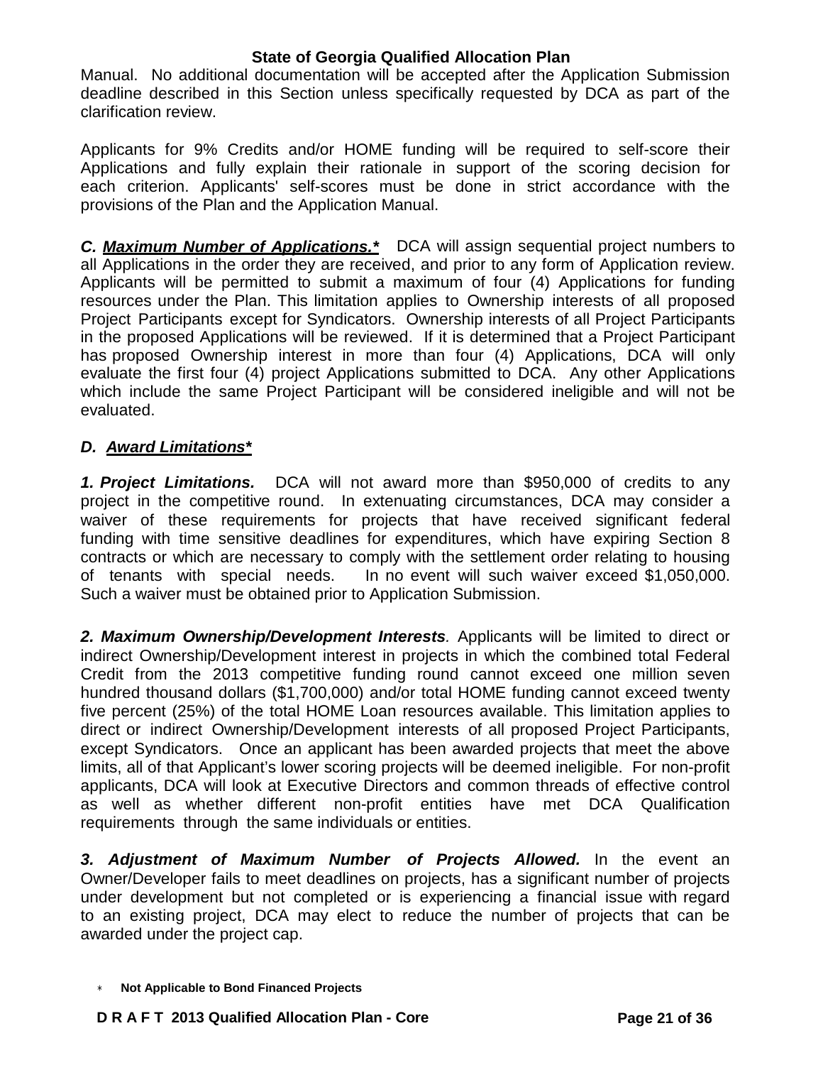Manual. No additional documentation will be accepted after the Application Submission deadline described in this Section unless specifically requested by DCA as part of the clarification review.

Applicants for 9% Credits and/or HOME funding will be required to self-score their Applications and fully explain their rationale in support of the scoring decision for each criterion. Applicants' self-scores must be done in strict accordance with the provisions of the Plan and the Application Manual.

***C. Maximum Number of Applications.**** DCA will assign sequential project numbers to all Applications in the order they are received, and prior to any form of Application review. Applicants will be permitted to submit a maximum of four (4) Applications for funding resources under the Plan. This limitation applies to Ownership interests of all proposed Project Participants except for Syndicators. Ownership interests of all Project Participants in the proposed Applications will be reviewed. If it is determined that a Project Participant has proposed Ownership interest in more than four (4) Applications, DCA will only evaluate the first four (4) project Applications submitted to DCA. Any other Applications which include the same Project Participant will be considered ineligible and will not be evaluated.

***D. Award Limitations****

***1. Project Limitations.*** DCA will not award more than $950,000 of credits to any project in the competitive round. In extenuating circumstances, DCA may consider a waiver of these requirements for projects that have received significant federal funding with time sensitive deadlines for expenditures, which have expiring Section 8 contracts or which are necessary to comply with the settlement order relating to housing of tenants with special needs. In no event will such waiver exceed $1,050,000. Such a waiver must be obtained prior to Application Submission.

***2. Maximum Ownership/Development Interests**.* Applicants will be limited to direct or indirect Ownership/Development interest in projects in which the combined total Federal Credit from the 2013 competitive funding round cannot exceed one million seven hundred thousand dollars ($1,700,000) and/or total HOME funding cannot exceed twenty five percent (25%) of the total HOME Loan resources available. This limitation applies to direct or indirect Ownership/Development interests of all proposed Project Participants, except Syndicators. Once an applicant has been awarded projects that meet the above limits, all of that Applicant's lower scoring projects will be deemed ineligible. For non-profit applicants, DCA will look at Executive Directors and common threads of effective control as well as whether different non-profit entities have met DCA Qualification requirements through the same individuals or entities.

***3. Adjustment of Maximum Number of Projects Allowed.*** In the event an Owner/Developer fails to meet deadlines on projects, has a significant number of projects under development but not completed or is experiencing a financial issue with regard to an existing project, DCA may elect to reduce the number of projects that can be awarded under the project cap.

* **Not Applicable to Bond Financed Projects**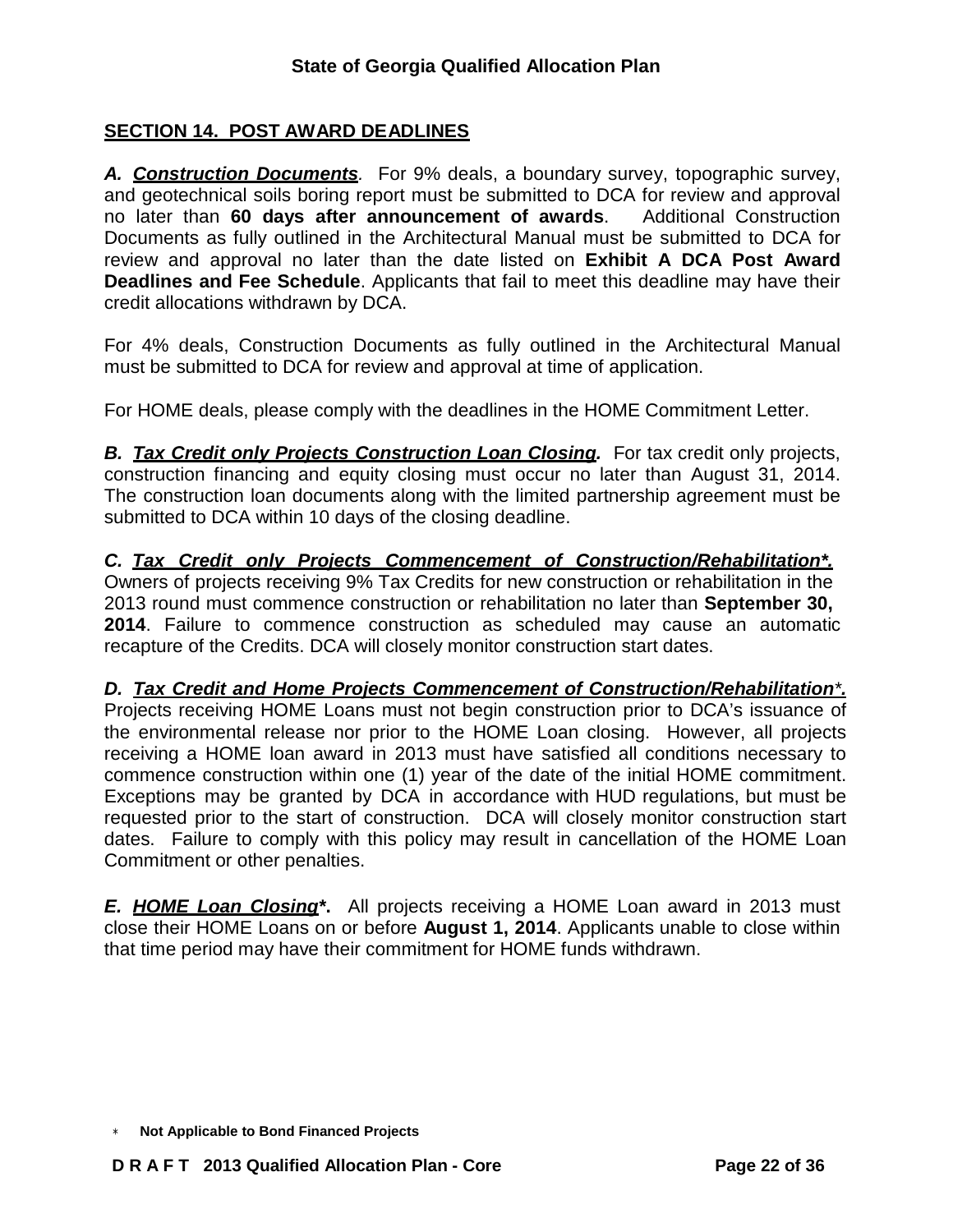## SECTION 14. POST AWARD DEADLINES

***A. Construction Documents**.* For 9% deals, a boundary survey, topographic survey, and geotechnical soils boring report must be submitted to DCA for review and approval no later than **60 days after announcement of awards**. Additional Construction Documents as fully outlined in the Architectural Manual must be submitted to DCA for review and approval no later than the date listed on **Exhibit A DCA Post Award Deadlines and Fee Schedule**. Applicants that fail to meet this deadline may have their credit allocations withdrawn by DCA.

For 4% deals, Construction Documents as fully outlined in the Architectural Manual must be submitted to DCA for review and approval at time of application.

For HOME deals, please comply with the deadlines in the HOME Commitment Letter.

***B. Tax Credit only Projects Construction Loan Closing.*** For tax credit only projects, construction financing and equity closing must occur no later than August 31, 2014. The construction loan documents along with the limited partnership agreement must be submitted to DCA within 10 days of the closing deadline.

***C. Tax Credit only Projects Commencement of Construction/Rehabilitation*.*** Owners of projects receiving 9% Tax Credits for new construction or rehabilitation in the 2013 round must commence construction or rehabilitation no later than **September 30, 2014**. Failure to commence construction as scheduled may cause an automatic recapture of the Credits. DCA will closely monitor construction start dates.

***D. Tax Credit and Home Projects Commencement of Construction/Rehabilitation*.*** Projects receiving HOME Loans must not begin construction prior to DCA's issuance of the environmental release nor prior to the HOME Loan closing. However, all projects receiving a HOME loan award in 2013 must have satisfied all conditions necessary to commence construction within one (1) year of the date of the initial HOME commitment. Exceptions may be granted by DCA in accordance with HUD regulations, but must be requested prior to the start of construction. DCA will closely monitor construction start dates. Failure to comply with this policy may result in cancellation of the HOME Loan Commitment or other penalties.

***E. HOME Loan Closing*.*** All projects receiving a HOME Loan award in 2013 must close their HOME Loans on or before **August 1, 2014**. Applicants unable to close within that time period may have their commitment for HOME funds withdrawn.

\* **Not Applicable to Bond Financed Projects**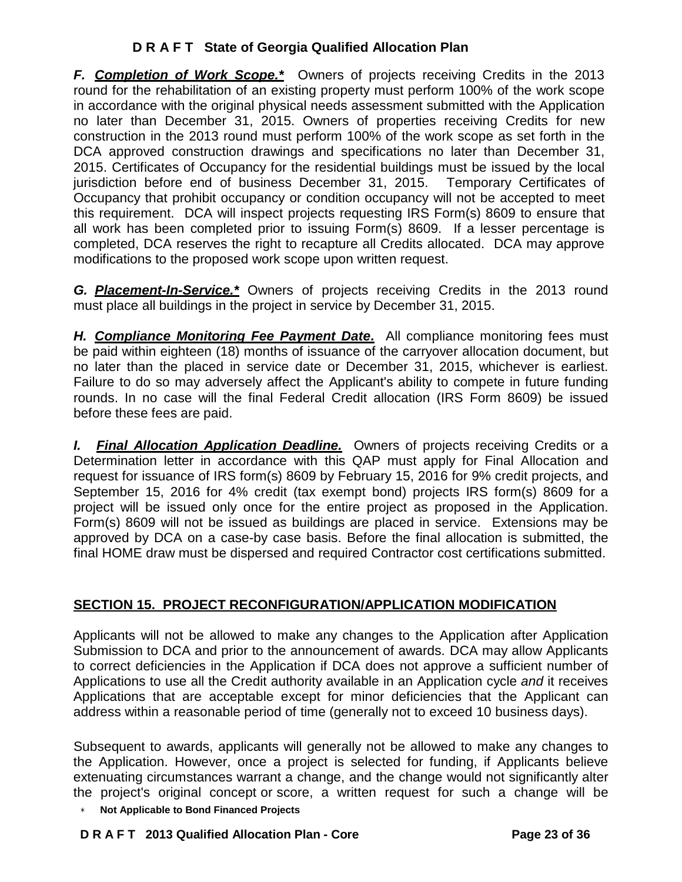***F. Completion of Work Scope.**** Owners of projects receiving Credits in the 2013 round for the rehabilitation of an existing property must perform 100% of the work scope in accordance with the original physical needs assessment submitted with the Application no later than December 31, 2015. Owners of properties receiving Credits for new construction in the 2013 round must perform 100% of the work scope as set forth in the DCA approved construction drawings and specifications no later than December 31, 2015. Certificates of Occupancy for the residential buildings must be issued by the local jurisdiction before end of business December 31, 2015. Temporary Certificates of Occupancy that prohibit occupancy or condition occupancy will not be accepted to meet this requirement. DCA will inspect projects requesting IRS Form(s) 8609 to ensure that all work has been completed prior to issuing Form(s) 8609. If a lesser percentage is completed, DCA reserves the right to recapture all Credits allocated. DCA may approve modifications to the proposed work scope upon written request.

***G. Placement-In-Service.**** Owners of projects receiving Credits in the 2013 round must place all buildings in the project in service by December 31, 2015.

***H. Compliance Monitoring Fee Payment Date*.** All compliance monitoring fees must be paid within eighteen (18) months of issuance of the carryover allocation document, but no later than the placed in service date or December 31, 2015, whichever is earliest. Failure to do so may adversely affect the Applicant's ability to compete in future funding rounds. In no case will the final Federal Credit allocation (IRS Form 8609) be issued before these fees are paid.

***I. Final Allocation Application Deadline.*** Owners of projects receiving Credits or a Determination letter in accordance with this QAP must apply for Final Allocation and request for issuance of IRS form(s) 8609 by February 15, 2016 for 9% credit projects, and September 15, 2016 for 4% credit (tax exempt bond) projects IRS form(s) 8609 for a project will be issued only once for the entire project as proposed in the Application. Form(s) 8609 will not be issued as buildings are placed in service. Extensions may be approved by DCA on a case-by case basis. Before the final allocation is submitted, the final HOME draw must be dispersed and required Contractor cost certifications submitted.

## SECTION 15. PROJECT RECONFIGURATION/APPLICATION MODIFICATION

Applicants will not be allowed to make any changes to the Application after Application Submission to DCA and prior to the announcement of awards. DCA may allow Applicants to correct deficiencies in the Application if DCA does not approve a sufficient number of Applications to use all the Credit authority available in an Application cycle *and* it receives Applications that are acceptable except for minor deficiencies that the Applicant can address within a reasonable period of time (generally not to exceed 10 business days).

Subsequent to awards, applicants will generally not be allowed to make any changes to the Application. However, once a project is selected for funding, if Applicants believe extenuating circumstances warrant a change, and the change would not significantly alter the project's original concept or score, a written request for such a change will be

* **Not Applicable to Bond Financed Projects**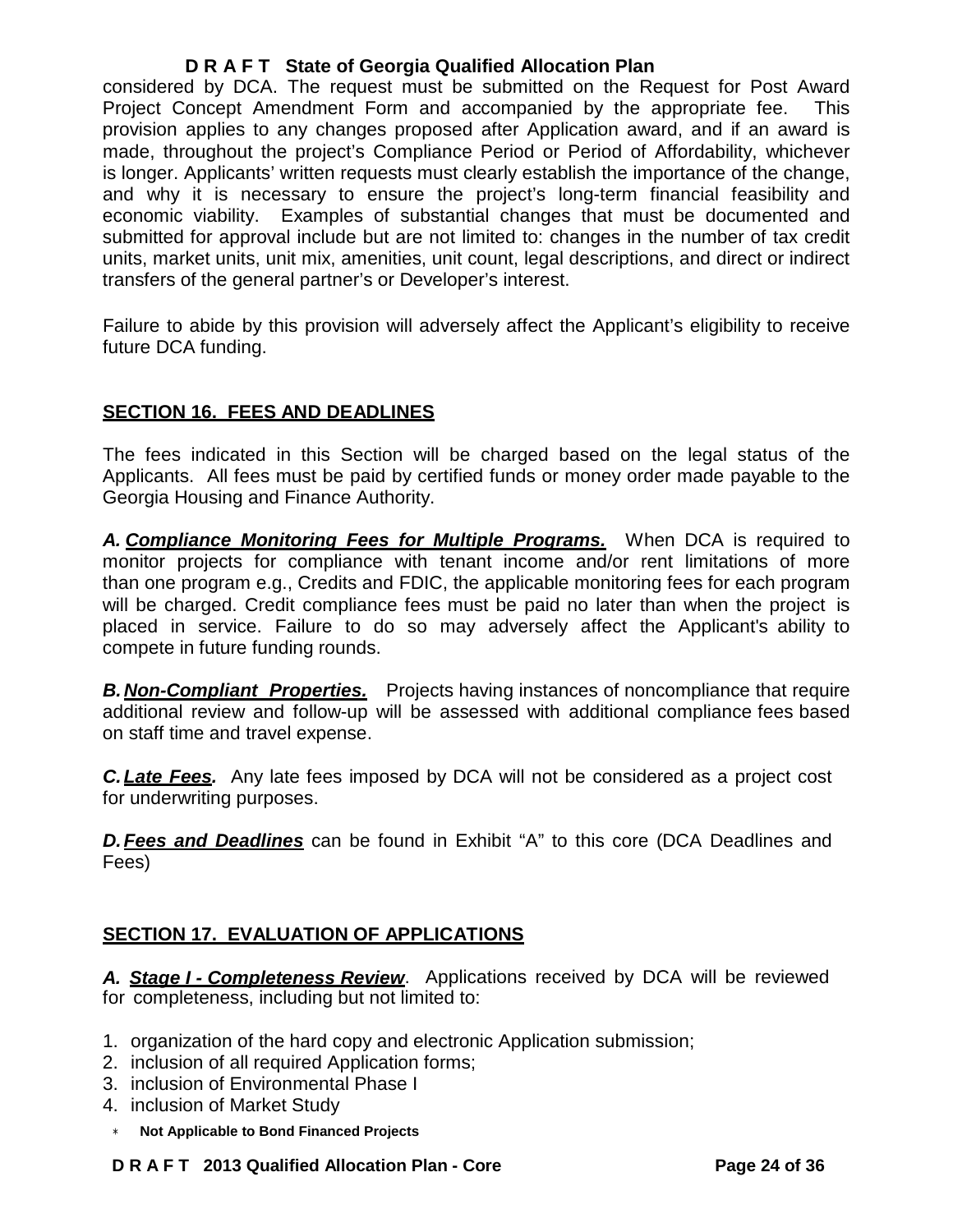considered by DCA. The request must be submitted on the Request for Post Award Project Concept Amendment Form and accompanied by the appropriate fee. This provision applies to any changes proposed after Application award, and if an award is made, throughout the project's Compliance Period or Period of Affordability, whichever is longer. Applicants' written requests must clearly establish the importance of the change, and why it is necessary to ensure the project's long-term financial feasibility and economic viability. Examples of substantial changes that must be documented and submitted for approval include but are not limited to: changes in the number of tax credit units, market units, unit mix, amenities, unit count, legal descriptions, and direct or indirect transfers of the general partner's or Developer's interest.

Failure to abide by this provision will adversely affect the Applicant's eligibility to receive future DCA funding.

## SECTION 16. FEES AND DEADLINES

The fees indicated in this Section will be charged based on the legal status of the Applicants. All fees must be paid by certified funds or money order made payable to the Georgia Housing and Finance Authority.

***A. Compliance Monitoring Fees for Multiple Programs.*** When DCA is required to monitor projects for compliance with tenant income and/or rent limitations of more than one program e.g., Credits and FDIC, the applicable monitoring fees for each program will be charged. Credit compliance fees must be paid no later than when the project is placed in service. Failure to do so may adversely affect the Applicant's ability to compete in future funding rounds.

***B. Non-Compliant Properties.*** Projects having instances of noncompliance that require additional review and follow-up will be assessed with additional compliance fees based on staff time and travel expense.

***C. Late Fees.*** Any late fees imposed by DCA will not be considered as a project cost for underwriting purposes.

***D. Fees and Deadlines*** can be found in Exhibit "A" to this core (DCA Deadlines and Fees)

## SECTION 17. EVALUATION OF APPLICATIONS

***A. Stage I - Completeness Review***. Applications received by DCA will be reviewed for completeness, including but not limited to:

1. organization of the hard copy and electronic Application submission;
2. inclusion of all required Application forms;
3. inclusion of Environmental Phase I
4. inclusion of Market Study

* **Not Applicable to Bond Financed Projects**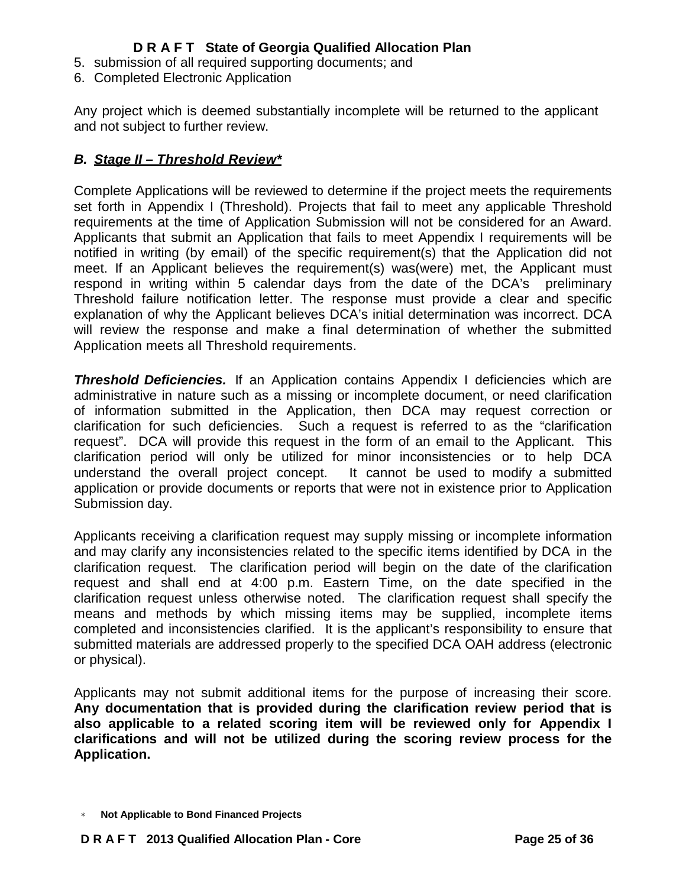5. submission of all required supporting documents; and
6. Completed Electronic Application

Any project which is deemed substantially incomplete will be returned to the applicant and not subject to further review.

### *B. Stage II – Threshold Review**

Complete Applications will be reviewed to determine if the project meets the requirements set forth in Appendix I (Threshold). Projects that fail to meet any applicable Threshold requirements at the time of Application Submission will not be considered for an Award. Applicants that submit an Application that fails to meet Appendix I requirements will be notified in writing (by email) of the specific requirement(s) that the Application did not meet. If an Applicant believes the requirement(s) was(were) met, the Applicant must respond in writing within 5 calendar days from the date of the DCA's preliminary Threshold failure notification letter. The response must provide a clear and specific explanation of why the Applicant believes DCA's initial determination was incorrect. DCA will review the response and make a final determination of whether the submitted Application meets all Threshold requirements.

***Threshold Deficiencies.*** If an Application contains Appendix I deficiencies which are administrative in nature such as a missing or incomplete document, or need clarification of information submitted in the Application, then DCA may request correction or clarification for such deficiencies. Such a request is referred to as the "clarification request". DCA will provide this request in the form of an email to the Applicant. This clarification period will only be utilized for minor inconsistencies or to help DCA understand the overall project concept. It cannot be used to modify a submitted application or provide documents or reports that were not in existence prior to Application Submission day.

Applicants receiving a clarification request may supply missing or incomplete information and may clarify any inconsistencies related to the specific items identified by DCA in the clarification request. The clarification period will begin on the date of the clarification request and shall end at 4:00 p.m. Eastern Time, on the date specified in the clarification request unless otherwise noted. The clarification request shall specify the means and methods by which missing items may be supplied, incomplete items completed and inconsistencies clarified. It is the applicant's responsibility to ensure that submitted materials are addressed properly to the specified DCA OAH address (electronic or physical).

Applicants may not submit additional items for the purpose of increasing their score. **Any documentation that is provided during the clarification review period that is also applicable to a related scoring item will be reviewed only for Appendix I clarifications and will not be utilized during the scoring review process for the Application.**

* **Not Applicable to Bond Financed Projects**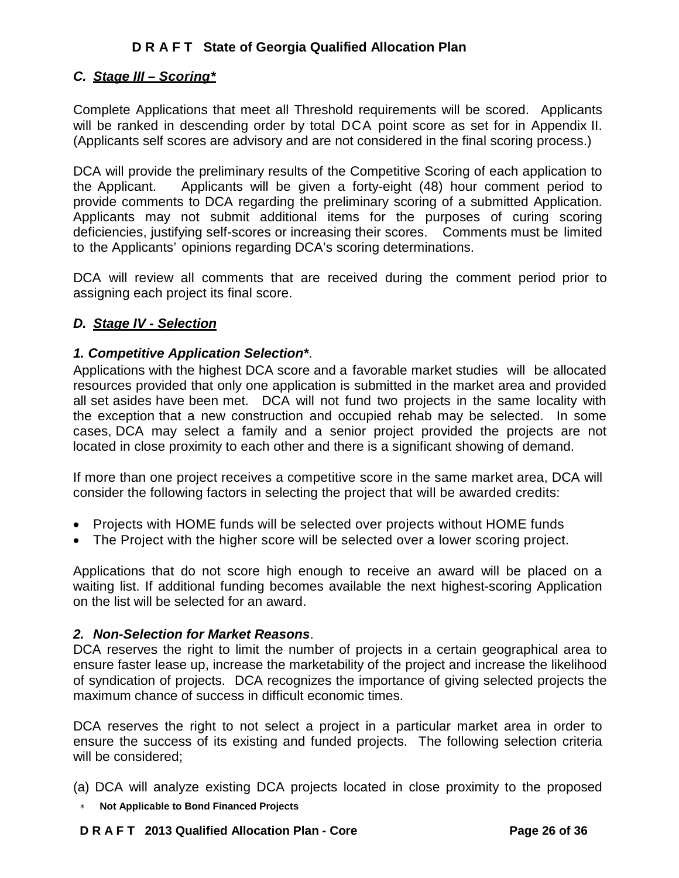### *C. Stage III – Scoring**

Complete Applications that meet all Threshold requirements will be scored. Applicants will be ranked in descending order by total DCA point score as set for in Appendix II. (Applicants self scores are advisory and are not considered in the final scoring process.)

DCA will provide the preliminary results of the Competitive Scoring of each application to the Applicant. Applicants will be given a forty-eight (48) hour comment period to provide comments to DCA regarding the preliminary scoring of a submitted Application. Applicants may not submit additional items for the purposes of curing scoring deficiencies, justifying self-scores or increasing their scores. Comments must be limited to the Applicants' opinions regarding DCA's scoring determinations.

DCA will review all comments that are received during the comment period prior to assigning each project its final score.

### *D. Stage IV - Selection*

***1. Competitive Application Selection****.

Applications with the highest DCA score and a favorable market studies will be allocated resources provided that only one application is submitted in the market area and provided all set asides have been met. DCA will not fund two projects in the same locality with the exception that a new construction and occupied rehab may be selected. In some cases, DCA may select a family and a senior project provided the projects are not located in close proximity to each other and there is a significant showing of demand.

If more than one project receives a competitive score in the same market area, DCA will consider the following factors in selecting the project that will be awarded credits:

- Projects with HOME funds will be selected over projects without HOME funds
- The Project with the higher score will be selected over a lower scoring project.

Applications that do not score high enough to receive an award will be placed on a waiting list. If additional funding becomes available the next highest-scoring Application on the list will be selected for an award.

***2. Non-Selection for Market Reasons***.

DCA reserves the right to limit the number of projects in a certain geographical area to ensure faster lease up, increase the marketability of the project and increase the likelihood of syndication of projects. DCA recognizes the importance of giving selected projects the maximum chance of success in difficult economic times.

DCA reserves the right to not select a project in a particular market area in order to ensure the success of its existing and funded projects. The following selection criteria will be considered;

(a) DCA will analyze existing DCA projects located in close proximity to the proposed

\* **Not Applicable to Bond Financed Projects**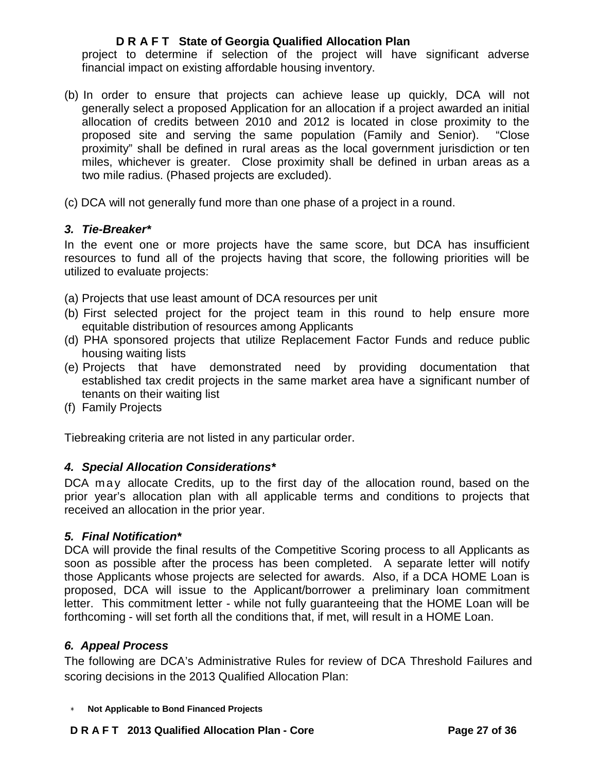project to determine if selection of the project will have significant adverse financial impact on existing affordable housing inventory.

(b) In order to ensure that projects can achieve lease up quickly, DCA will not generally select a proposed Application for an allocation if a project awarded an initial allocation of credits between 2010 and 2012 is located in close proximity to the proposed site and serving the same population (Family and Senior). "Close proximity" shall be defined in rural areas as the local government jurisdiction or ten miles, whichever is greater. Close proximity shall be defined in urban areas as a two mile radius. (Phased projects are excluded).

(c) DCA will not generally fund more than one phase of a project in a round.

### *3. Tie-Breaker**

In the event one or more projects have the same score, but DCA has insufficient resources to fund all of the projects having that score, the following priorities will be utilized to evaluate projects:

(a) Projects that use least amount of DCA resources per unit
(b) First selected project for the project team in this round to help ensure more equitable distribution of resources among Applicants
(d) PHA sponsored projects that utilize Replacement Factor Funds and reduce public housing waiting lists
(e) Projects that have demonstrated need by providing documentation that established tax credit projects in the same market area have a significant number of tenants on their waiting list
(f) Family Projects

Tiebreaking criteria are not listed in any particular order.

### *4. Special Allocation Considerations**

DCA may allocate Credits, up to the first day of the allocation round, based on the prior year's allocation plan with all applicable terms and conditions to projects that received an allocation in the prior year.

### *5. Final Notification**

DCA will provide the final results of the Competitive Scoring process to all Applicants as soon as possible after the process has been completed. A separate letter will notify those Applicants whose projects are selected for awards. Also, if a DCA HOME Loan is proposed, DCA will issue to the Applicant/borrower a preliminary loan commitment letter. This commitment letter - while not fully guaranteeing that the HOME Loan will be forthcoming - will set forth all the conditions that, if met, will result in a HOME Loan.

### *6. Appeal Process*

The following are DCA's Administrative Rules for review of DCA Threshold Failures and scoring decisions in the 2013 Qualified Allocation Plan:

* **Not Applicable to Bond Financed Projects**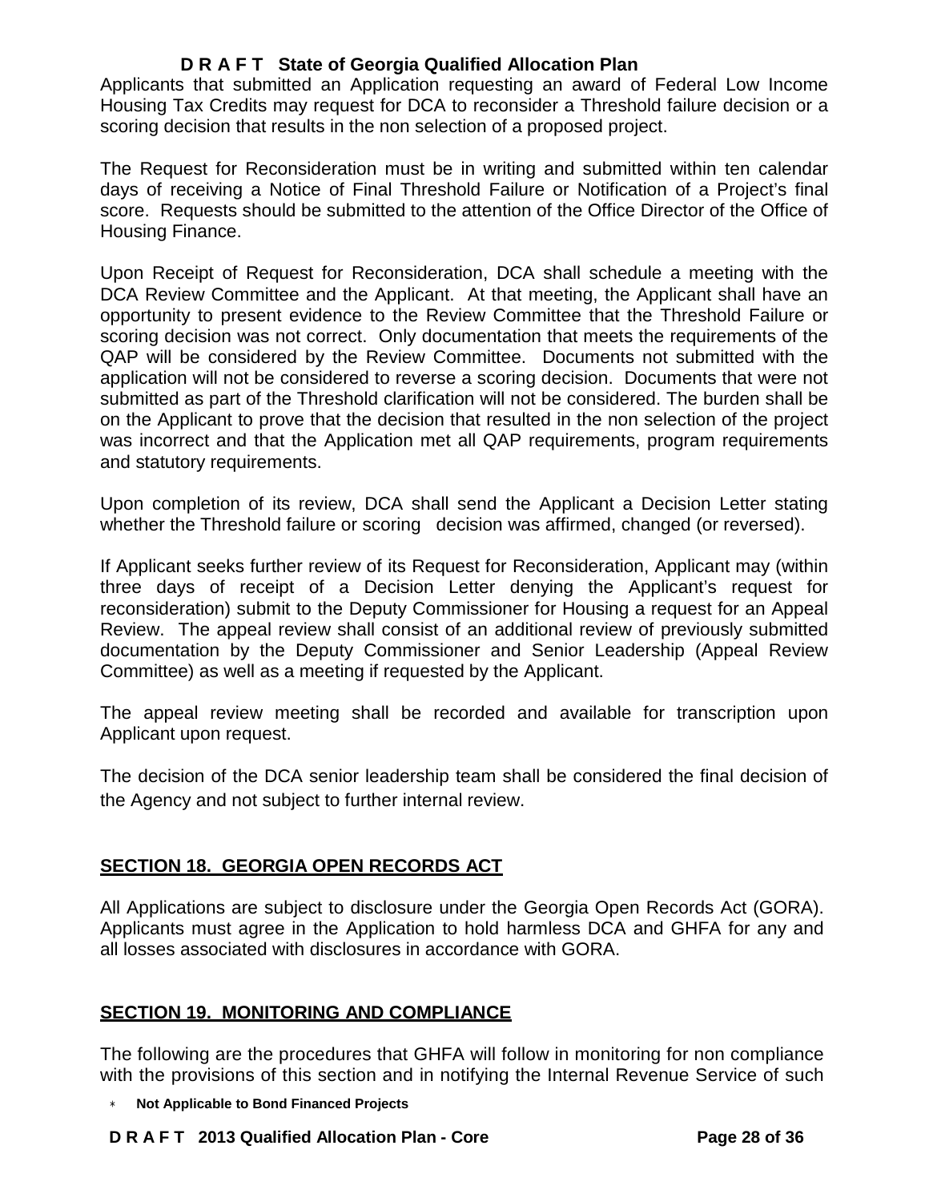Applicants that submitted an Application requesting an award of Federal Low Income Housing Tax Credits may request for DCA to reconsider a Threshold failure decision or a scoring decision that results in the non selection of a proposed project.

The Request for Reconsideration must be in writing and submitted within ten calendar days of receiving a Notice of Final Threshold Failure or Notification of a Project's final score. Requests should be submitted to the attention of the Office Director of the Office of Housing Finance.

Upon Receipt of Request for Reconsideration, DCA shall schedule a meeting with the DCA Review Committee and the Applicant. At that meeting, the Applicant shall have an opportunity to present evidence to the Review Committee that the Threshold Failure or scoring decision was not correct. Only documentation that meets the requirements of the QAP will be considered by the Review Committee. Documents not submitted with the application will not be considered to reverse a scoring decision. Documents that were not submitted as part of the Threshold clarification will not be considered. The burden shall be on the Applicant to prove that the decision that resulted in the non selection of the project was incorrect and that the Application met all QAP requirements, program requirements and statutory requirements.

Upon completion of its review, DCA shall send the Applicant a Decision Letter stating whether the Threshold failure or scoring decision was affirmed, changed (or reversed).

If Applicant seeks further review of its Request for Reconsideration, Applicant may (within three days of receipt of a Decision Letter denying the Applicant's request for reconsideration) submit to the Deputy Commissioner for Housing a request for an Appeal Review. The appeal review shall consist of an additional review of previously submitted documentation by the Deputy Commissioner and Senior Leadership (Appeal Review Committee) as well as a meeting if requested by the Applicant.

The appeal review meeting shall be recorded and available for transcription upon Applicant upon request.

The decision of the DCA senior leadership team shall be considered the final decision of the Agency and not subject to further internal review.

## SECTION 18. GEORGIA OPEN RECORDS ACT

All Applications are subject to disclosure under the Georgia Open Records Act (GORA). Applicants must agree in the Application to hold harmless DCA and GHFA for any and all losses associated with disclosures in accordance with GORA.

## SECTION 19. MONITORING AND COMPLIANCE

The following are the procedures that GHFA will follow in monitoring for non compliance with the provisions of this section and in notifying the Internal Revenue Service of such

* **Not Applicable to Bond Financed Projects**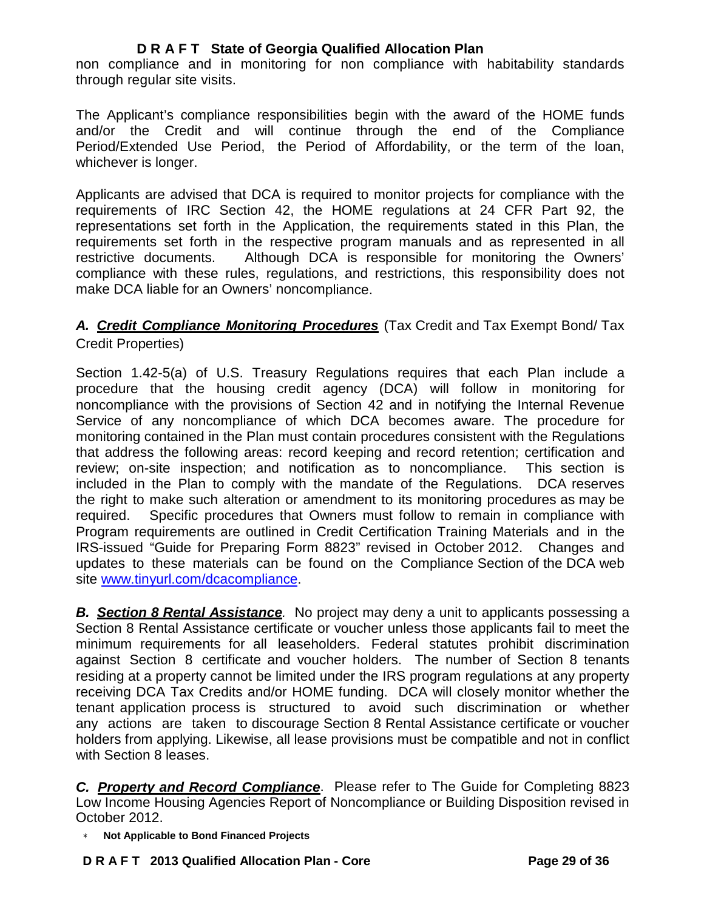non compliance and in monitoring for non compliance with habitability standards through regular site visits.

The Applicant's compliance responsibilities begin with the award of the HOME funds and/or the Credit and will continue through the end of the Compliance Period/Extended Use Period, the Period of Affordability, or the term of the loan, whichever is longer.

Applicants are advised that DCA is required to monitor projects for compliance with the requirements of IRC Section 42, the HOME regulations at 24 CFR Part 92, the representations set forth in the Application, the requirements stated in this Plan, the requirements set forth in the respective program manuals and as represented in all restrictive documents. Although DCA is responsible for monitoring the Owners' compliance with these rules, regulations, and restrictions, this responsibility does not make DCA liable for an Owners' noncompliance.

***A. <u>Credit Compliance Monitoring Procedures</u>*** (Tax Credit and Tax Exempt Bond/ Tax Credit Properties)

Section 1.42-5(a) of U.S. Treasury Regulations requires that each Plan include a procedure that the housing credit agency (DCA) will follow in monitoring for noncompliance with the provisions of Section 42 and in notifying the Internal Revenue Service of any noncompliance of which DCA becomes aware. The procedure for monitoring contained in the Plan must contain procedures consistent with the Regulations that address the following areas: record keeping and record retention; certification and review; on-site inspection; and notification as to noncompliance. This section is included in the Plan to comply with the mandate of the Regulations. DCA reserves the right to make such alteration or amendment to its monitoring procedures as may be required. Specific procedures that Owners must follow to remain in compliance with Program requirements are outlined in Credit Certification Training Materials and in the IRS-issued "Guide for Preparing Form 8823" revised in October 2012. Changes and updates to these materials can be found on the Compliance Section of the DCA web site www.tinyurl.com/dcacompliance.

***B. <u>Section 8 Rental Assistance</u>****.* No project may deny a unit to applicants possessing a Section 8 Rental Assistance certificate or voucher unless those applicants fail to meet the minimum requirements for all leaseholders. Federal statutes prohibit discrimination against Section 8 certificate and voucher holders. The number of Section 8 tenants residing at a property cannot be limited under the IRS program regulations at any property receiving DCA Tax Credits and/or HOME funding. DCA will closely monitor whether the tenant application process is structured to avoid such discrimination or whether any actions are taken to discourage Section 8 Rental Assistance certificate or voucher holders from applying. Likewise, all lease provisions must be compatible and not in conflict with Section 8 leases.

***C. <u>Property and Record Compliance</u>****.* Please refer to The Guide for Completing 8823 Low Income Housing Agencies Report of Noncompliance or Building Disposition revised in October 2012.

* **Not Applicable to Bond Financed Projects**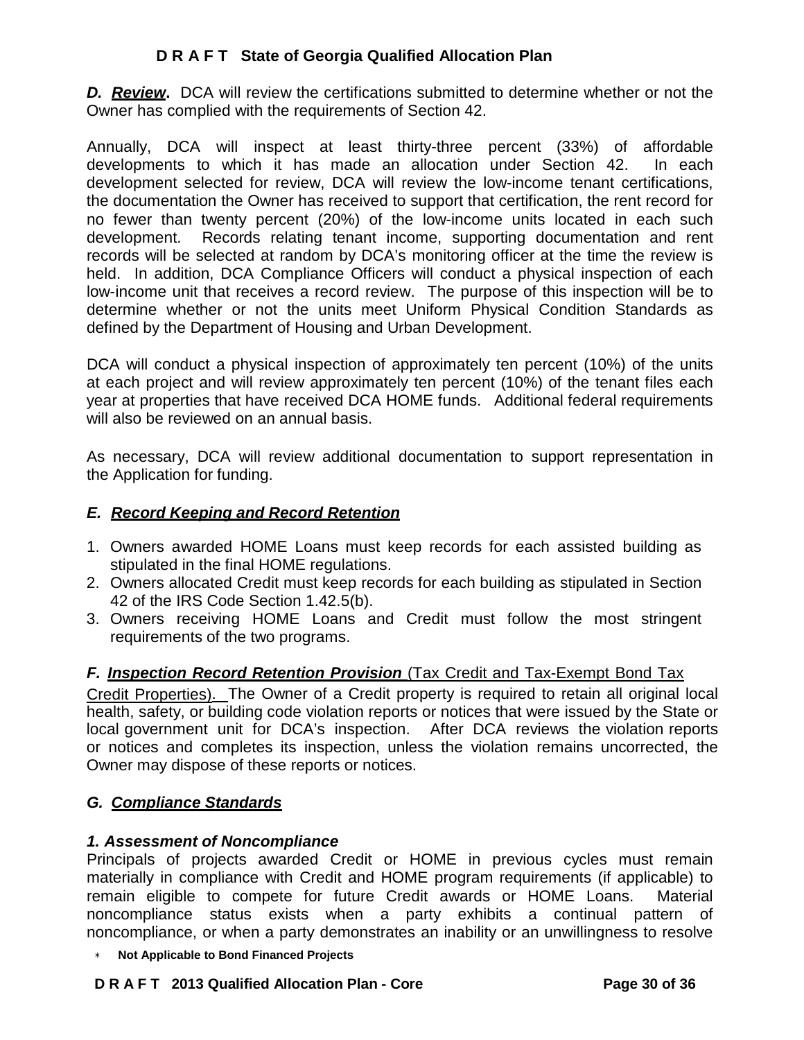***D. Review***. DCA will review the certifications submitted to determine whether or not the Owner has complied with the requirements of Section 42.

Annually, DCA will inspect at least thirty-three percent (33%) of affordable developments to which it has made an allocation under Section 42. In each development selected for review, DCA will review the low-income tenant certifications, the documentation the Owner has received to support that certification, the rent record for no fewer than twenty percent (20%) of the low-income units located in each such development. Records relating tenant income, supporting documentation and rent records will be selected at random by DCA's monitoring officer at the time the review is held. In addition, DCA Compliance Officers will conduct a physical inspection of each low-income unit that receives a record review. The purpose of this inspection will be to determine whether or not the units meet Uniform Physical Condition Standards as defined by the Department of Housing and Urban Development.

DCA will conduct a physical inspection of approximately ten percent (10%) of the units at each project and will review approximately ten percent (10%) of the tenant files each year at properties that have received DCA HOME funds. Additional federal requirements will also be reviewed on an annual basis.

As necessary, DCA will review additional documentation to support representation in the Application for funding.

### ***E. Record Keeping and Record Retention***

1. Owners awarded HOME Loans must keep records for each assisted building as stipulated in the final HOME regulations.
2. Owners allocated Credit must keep records for each building as stipulated in Section 42 of the IRS Code Section 1.42.5(b).
3. Owners receiving HOME Loans and Credit must follow the most stringent requirements of the two programs.

***F. Inspection Record Retention Provision*** (Tax Credit and Tax-Exempt Bond Tax Credit Properties). The Owner of a Credit property is required to retain all original local health, safety, or building code violation reports or notices that were issued by the State or local government unit for DCA's inspection. After DCA reviews the violation reports or notices and completes its inspection, unless the violation remains uncorrected, the Owner may dispose of these reports or notices.

### ***G. Compliance Standards***

#### ***1. Assessment of Noncompliance***

Principals of projects awarded Credit or HOME in previous cycles must remain materially in compliance with Credit and HOME program requirements (if applicable) to remain eligible to compete for future Credit awards or HOME Loans. Material noncompliance status exists when a party exhibits a continual pattern of noncompliance, or when a party demonstrates an inability or an unwillingness to resolve

\* **Not Applicable to Bond Financed Projects**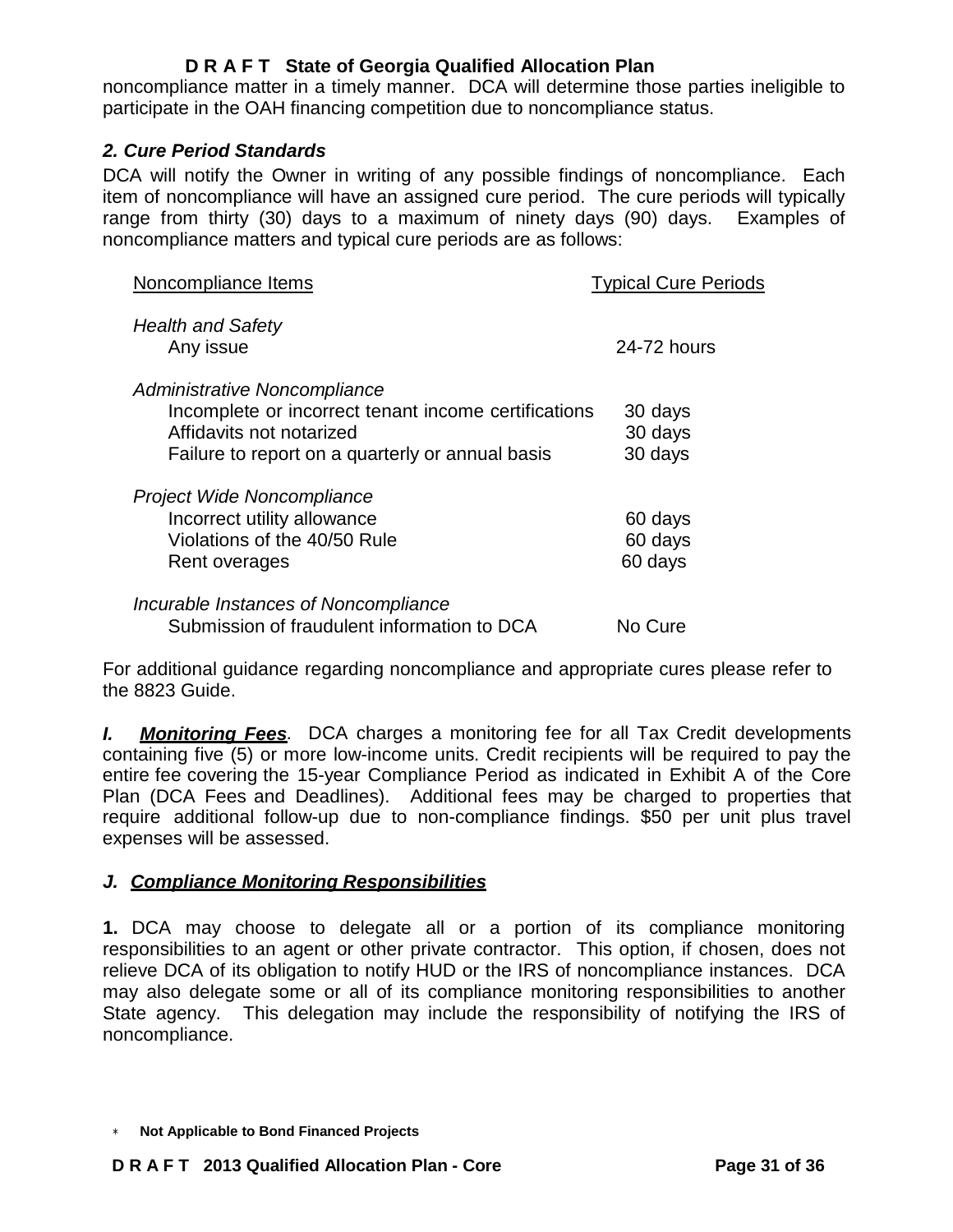noncompliance matter in a timely manner. DCA will determine those parties ineligible to participate in the OAH financing competition due to noncompliance status.

### *2. Cure Period Standards*

DCA will notify the Owner in writing of any possible findings of noncompliance. Each item of noncompliance will have an assigned cure period. The cure periods will typically range from thirty (30) days to a maximum of ninety days (90) days. Examples of noncompliance matters and typical cure periods are as follows:

| Noncompliance Items | Typical Cure Periods |
|---|---|
| *Health and Safety* | |
| Any issue | 24-72 hours |
| *Administrative Noncompliance* | |
| Incomplete or incorrect tenant income certifications | 30 days |
| Affidavits not notarized | 30 days |
| Failure to report on a quarterly or annual basis | 30 days |
| *Project Wide Noncompliance* | |
| Incorrect utility allowance | 60 days |
| Violations of the 40/50 Rule | 60 days |
| Rent overages | 60 days |
| *Incurable Instances of Noncompliance* | |
| Submission of fraudulent information to DCA | No Cure |

For additional guidance regarding noncompliance and appropriate cures please refer to the 8823 Guide.

***I. Monitoring Fees**.* DCA charges a monitoring fee for all Tax Credit developments containing five (5) or more low-income units. Credit recipients will be required to pay the entire fee covering the 15-year Compliance Period as indicated in Exhibit A of the Core Plan (DCA Fees and Deadlines). Additional fees may be charged to properties that require additional follow-up due to non-compliance findings. $50 per unit plus travel expenses will be assessed.

### ***J. Compliance Monitoring Responsibilities***

**1.** DCA may choose to delegate all or a portion of its compliance monitoring responsibilities to an agent or other private contractor. This option, if chosen, does not relieve DCA of its obligation to notify HUD or the IRS of noncompliance instances. DCA may also delegate some or all of its compliance monitoring responsibilities to another State agency. This delegation may include the responsibility of notifying the IRS of noncompliance.

\* **Not Applicable to Bond Financed Projects**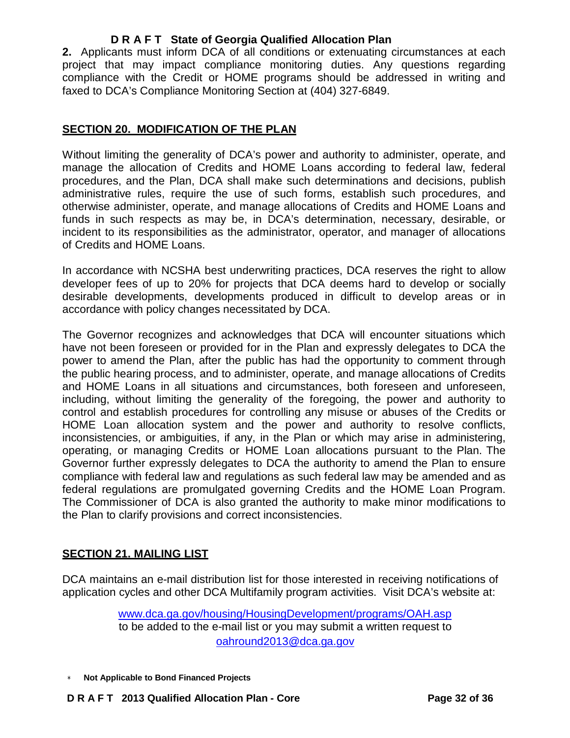**2.** Applicants must inform DCA of all conditions or extenuating circumstances at each project that may impact compliance monitoring duties. Any questions regarding compliance with the Credit or HOME programs should be addressed in writing and faxed to DCA's Compliance Monitoring Section at (404) 327-6849.

## SECTION 20. MODIFICATION OF THE PLAN

Without limiting the generality of DCA's power and authority to administer, operate, and manage the allocation of Credits and HOME Loans according to federal law, federal procedures, and the Plan, DCA shall make such determinations and decisions, publish administrative rules, require the use of such forms, establish such procedures, and otherwise administer, operate, and manage allocations of Credits and HOME Loans and funds in such respects as may be, in DCA's determination, necessary, desirable, or incident to its responsibilities as the administrator, operator, and manager of allocations of Credits and HOME Loans.

In accordance with NCSHA best underwriting practices, DCA reserves the right to allow developer fees of up to 20% for projects that DCA deems hard to develop or socially desirable developments, developments produced in difficult to develop areas or in accordance with policy changes necessitated by DCA.

The Governor recognizes and acknowledges that DCA will encounter situations which have not been foreseen or provided for in the Plan and expressly delegates to DCA the power to amend the Plan, after the public has had the opportunity to comment through the public hearing process, and to administer, operate, and manage allocations of Credits and HOME Loans in all situations and circumstances, both foreseen and unforeseen, including, without limiting the generality of the foregoing, the power and authority to control and establish procedures for controlling any misuse or abuses of the Credits or HOME Loan allocation system and the power and authority to resolve conflicts, inconsistencies, or ambiguities, if any, in the Plan or which may arise in administering, operating, or managing Credits or HOME Loan allocations pursuant to the Plan. The Governor further expressly delegates to DCA the authority to amend the Plan to ensure compliance with federal law and regulations as such federal law may be amended and as federal regulations are promulgated governing Credits and the HOME Loan Program. The Commissioner of DCA is also granted the authority to make minor modifications to the Plan to clarify provisions and correct inconsistencies.

## SECTION 21. MAILING LIST

DCA maintains an e-mail distribution list for those interested in receiving notifications of application cycles and other DCA Multifamily program activities. Visit DCA's website at:

www.dca.ga.gov/housing/HousingDevelopment/programs/OAH.asp
to be added to the e-mail list or you may submit a written request to
oahround2013@dca.ga.gov

* **Not Applicable to Bond Financed Projects**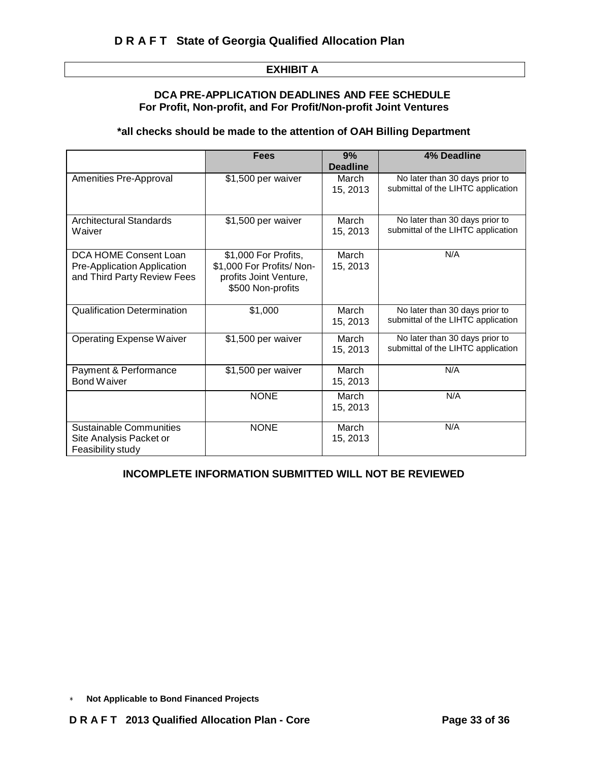## EXHIBIT A

### DCA PRE-APPLICATION DEADLINES AND FEE SCHEDULE
### For Profit, Non-profit, and For Profit/Non-profit Joint Ventures

**\*all checks should be made to the attention of OAH Billing Department**

| | Fees | 9% Deadline | 4% Deadline |
|---|---|---|---|
| Amenities Pre-Approval | $1,500 per waiver | March 15, 2013 | No later than 30 days prior to submittal of the LIHTC application |
| Architectural Standards Waiver | $1,500 per waiver | March 15, 2013 | No later than 30 days prior to submittal of the LIHTC application |
| DCA HOME Consent Loan Pre-Application Application and Third Party Review Fees | $1,000 For Profits, $1,000 For Profits/ Non-profits Joint Venture, $500 Non-profits | March 15, 2013 | N/A |
| Qualification Determination | $1,000 | March 15, 2013 | No later than 30 days prior to submittal of the LIHTC application |
| Operating Expense Waiver | $1,500 per waiver | March 15, 2013 | No later than 30 days prior to submittal of the LIHTC application |
| Payment & Performance Bond Waiver | $1,500 per waiver | March 15, 2013 | N/A |
| | NONE | March 15, 2013 | N/A |
| Sustainable Communities Site Analysis Packet or Feasibility study | NONE | March 15, 2013 | N/A |

**INCOMPLETE INFORMATION SUBMITTED WILL NOT BE REVIEWED**

\* **Not Applicable to Bond Financed Projects**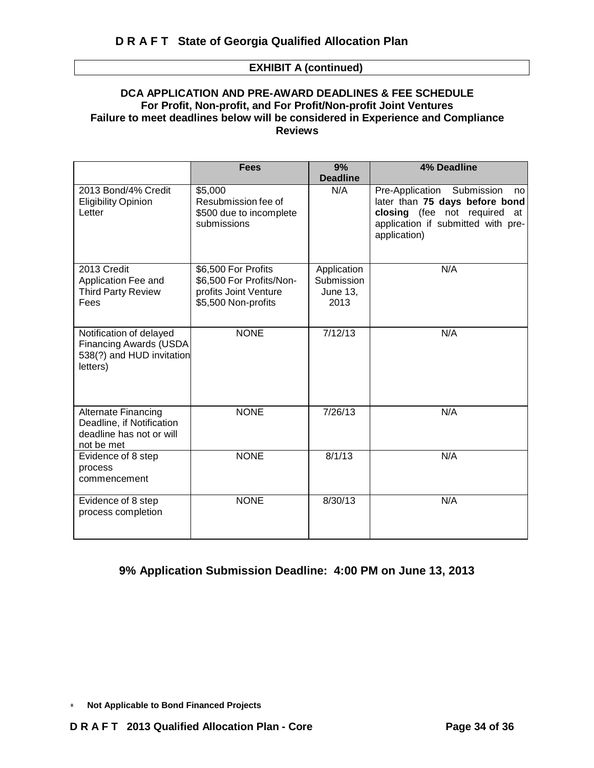## EXHIBIT A (continued)

### DCA APPLICATION AND PRE-AWARD DEADLINES & FEE SCHEDULE
**For Profit, Non-profit, and For Profit/Non-profit Joint Ventures**
**Failure to meet deadlines below will be considered in Experience and Compliance Reviews**

| | Fees | 9% Deadline | 4% Deadline |
|---|---|---|---|
| 2013 Bond/4% Credit Eligibility Opinion Letter | $5,000 Resubmission fee of $500 due to incomplete submissions | N/A | Pre-Application Submission no later than **75 days before bond closing** (fee not required at application if submitted with pre-application) |
| 2013 Credit Application Fee and Third Party Review Fees | $6,500 For Profits<br>$6,500 For Profits/Non-profits Joint Venture<br>$5,500 Non-profits | Application Submission June 13, 2013 | N/A |
| Notification of delayed Financing Awards (USDA 538(?) and HUD invitation letters) | NONE | 7/12/13 | N/A |
| Alternate Financing Deadline, if Notification deadline has not or will not be met | NONE | 7/26/13 | N/A |
| Evidence of 8 step process commencement | NONE | 8/1/13 | N/A |
| Evidence of 8 step process completion | NONE | 8/30/13 | N/A |

### 9% Application Submission Deadline: 4:00 PM on June 13, 2013

* **Not Applicable to Bond Financed Projects**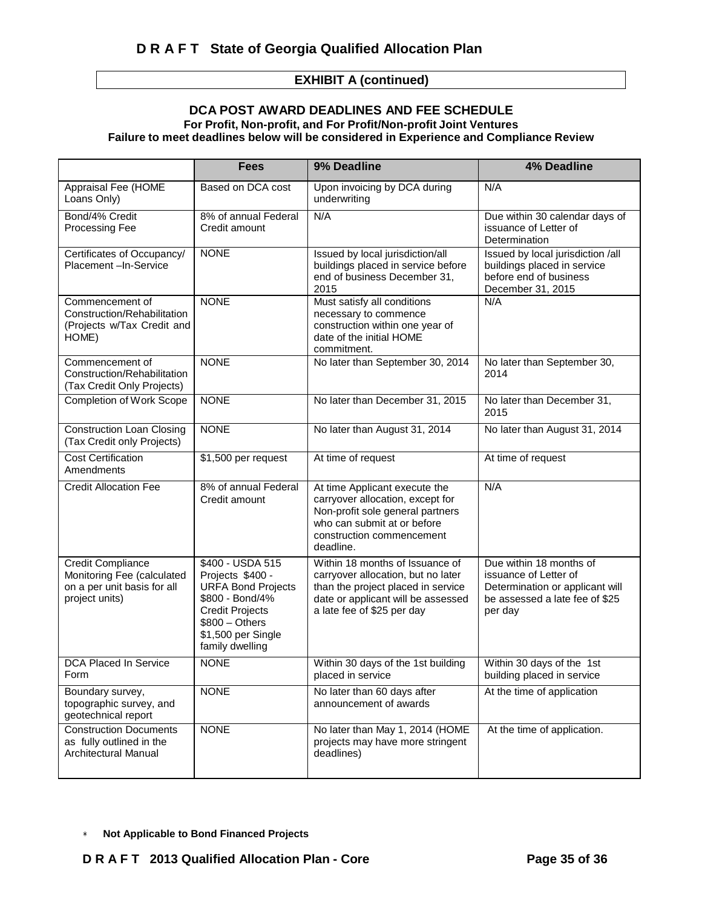## EXHIBIT A (continued)

### DCA POST AWARD DEADLINES AND FEE SCHEDULE

**For Profit, Non-profit, and For Profit/Non-profit Joint Ventures**

**Failure to meet deadlines below will be considered in Experience and Compliance Review**

| | Fees | 9% Deadline | 4% Deadline |
|---|---|---|---|
| Appraisal Fee (HOME Loans Only) | Based on DCA cost | Upon invoicing by DCA during underwriting | N/A |
| Bond/4% Credit Processing Fee | 8% of annual Federal Credit amount | N/A | Due within 30 calendar days of issuance of Letter of Determination |
| Certificates of Occupancy/ Placement –In-Service | NONE | Issued by local jurisdiction/all buildings placed in service before end of business December 31, 2015 | Issued by local jurisdiction /all buildings placed in service before end of business December 31, 2015 |
| Commencement of Construction/Rehabilitation (Projects w/Tax Credit and HOME) | NONE | Must satisfy all conditions necessary to commence construction within one year of date of the initial HOME commitment. | N/A |
| Commencement of Construction/Rehabilitation (Tax Credit Only Projects) | NONE | No later than September 30, 2014 | No later than September 30, 2014 |
| Completion of Work Scope | NONE | No later than December 31, 2015 | No later than December 31, 2015 |
| Construction Loan Closing (Tax Credit only Projects) | NONE | No later than August 31, 2014 | No later than August 31, 2014 |
| Cost Certification Amendments | $1,500 per request | At time of request | At time of request |
| Credit Allocation Fee | 8% of annual Federal Credit amount | At time Applicant execute the carryover allocation, except for Non-profit sole general partners who can submit at or before construction commencement deadline. | N/A |
| Credit Compliance Monitoring Fee (calculated on a per unit basis for all project units) | $400 - USDA 515 Projects $400 - URFA Bond Projects $800 - Bond/4% Credit Projects $800 – Others $1,500 per Single family dwelling | Within 18 months of Issuance of carryover allocation, but no later than the project placed in service date or applicant will be assessed a late fee of $25 per day | Due within 18 months of issuance of Letter of Determination or applicant will be assessed a late fee of $25 per day |
| DCA Placed In Service Form | NONE | Within 30 days of the 1st building placed in service | Within 30 days of the 1st building placed in service |
| Boundary survey, topographic survey, and geotechnical report | NONE | No later than 60 days after announcement of awards | At the time of application |
| Construction Documents as fully outlined in the Architectural Manual | NONE | No later than May 1, 2014 (HOME projects may have more stringent deadlines) | At the time of application. |

* **Not Applicable to Bond Financed Projects**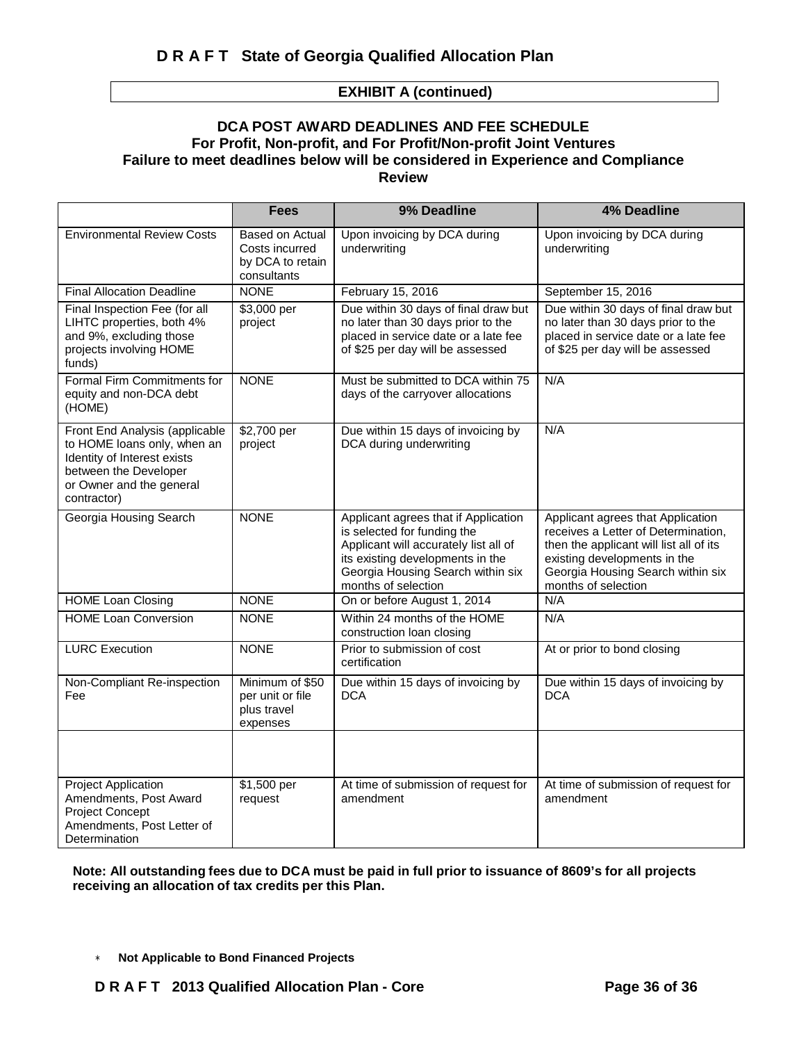# EXHIBIT A (continued)

## DCA POST AWARD DEADLINES AND FEE SCHEDULE
### For Profit, Non-profit, and For Profit/Non-profit Joint Ventures
### Failure to meet deadlines below will be considered in Experience and Compliance Review

| | Fees | 9% Deadline | 4% Deadline |
|---|---|---|---|
| Environmental Review Costs | Based on Actual Costs incurred by DCA to retain consultants | Upon invoicing by DCA during underwriting | Upon invoicing by DCA during underwriting |
| Final Allocation Deadline | NONE | February 15, 2016 | September 15, 2016 |
| Final Inspection Fee (for all LIHTC properties, both 4% and 9%, excluding those projects involving HOME funds) | $3,000 per project | Due within 30 days of final draw but no later than 30 days prior to the placed in service date or a late fee of $25 per day will be assessed | Due within 30 days of final draw but no later than 30 days prior to the placed in service date or a late fee of $25 per day will be assessed |
| Formal Firm Commitments for equity and non-DCA debt (HOME) | NONE | Must be submitted to DCA within 75 days of the carryover allocations | N/A |
| Front End Analysis (applicable to HOME loans only, when an Identity of Interest exists between the Developer or Owner and the general contractor) | $2,700 per project | Due within 15 days of invoicing by DCA during underwriting | N/A |
| Georgia Housing Search | NONE | Applicant agrees that if Application is selected for funding the Applicant will accurately list all of its existing developments in the Georgia Housing Search within six months of selection | Applicant agrees that Application receives a Letter of Determination, then the applicant will list all of its existing developments in the Georgia Housing Search within six months of selection |
| HOME Loan Closing | NONE | On or before August 1, 2014 | N/A |
| HOME Loan Conversion | NONE | Within 24 months of the HOME construction loan closing | N/A |
| LURC Execution | NONE | Prior to submission of cost certification | At or prior to bond closing |
| Non-Compliant Re-inspection Fee | Minimum of $50 per unit or file plus travel expenses | Due within 15 days of invoicing by DCA | Due within 15 days of invoicing by DCA |
| | | | |
| Project Application Amendments, Post Award Project Concept Amendments, Post Letter of Determination | $1,500 per request | At time of submission of request for amendment | At time of submission of request for amendment |

**Note: All outstanding fees due to DCA must be paid in full prior to issuance of 8609's for all projects receiving an allocation of tax credits per this Plan.**

* **Not Applicable to Bond Financed Projects**